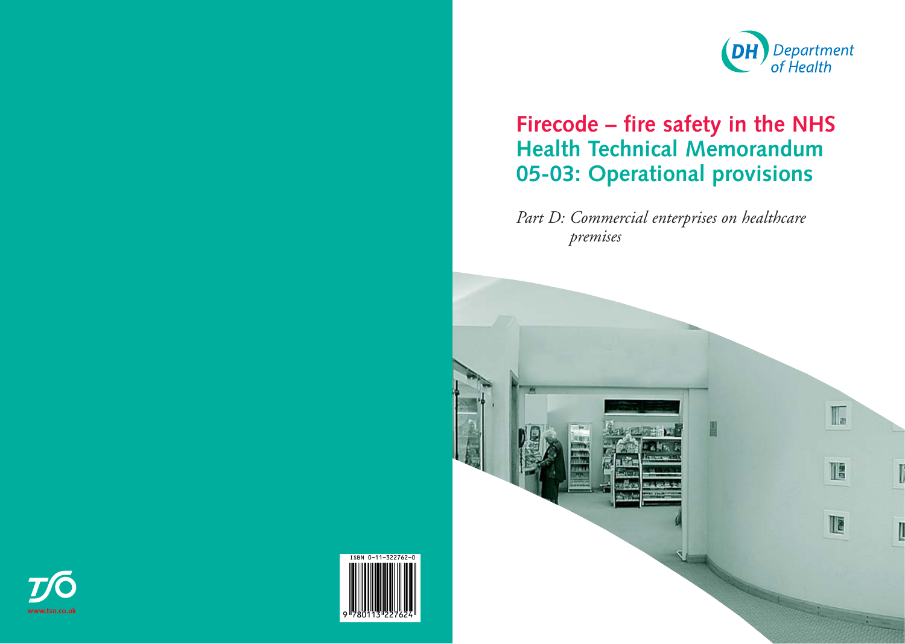Department of Health

# Firecode – fire safety in the NHS Health Technical Memorandum 05-03: Operational provisions

*Part D: Commercial enterprises on healthcare premises*

ISBN 0-11-322762-0

9 780113 227624

www.tso.co.uk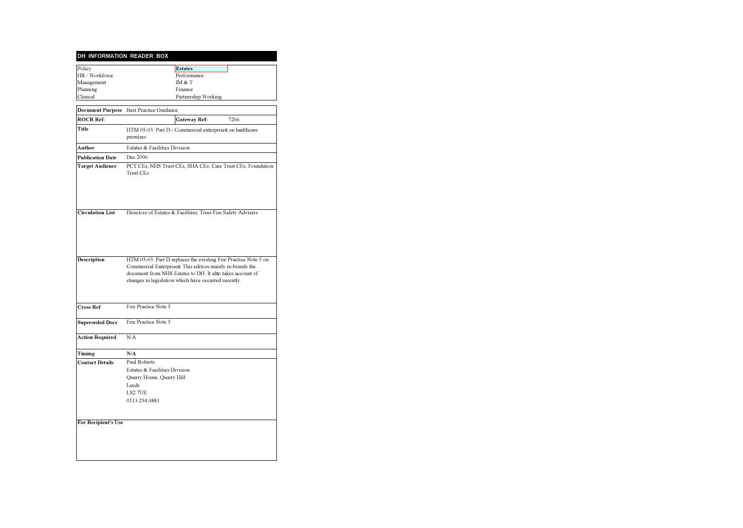## DH INFORMATION READER BOX

| | |
|---|---|
| Policy | **Estates** |
| HR / Workforce | Performance |
| Management | IM & T |
| Planning | Finance |
| Clinical | Partnership Working |

| | | | |
|---|---|---|---|
| **Document Purpose** | Best Practice Guidance | | |
| **ROCR Ref:** | | **Gateway Ref:** | 7266 |
| **Title** | HTM 05-03: Part D - Commercial enterprises on healthcare premises | | |
| **Author** | Estates & Facilities Division | | |
| **Publication Date** | Dec 2006 | | |
| **Target Audience** | PCT CEs, NHS Trust CEs, SHA CEs, Care Trust CEs, Foundation Trust CEs | | |
| **Circulation List** | Directors of Estates & Facilities; Trust Fire Safety Advisers | | |
| **Description** | HTM 05-03: Part D replaces the existing Fire Practice Note 5 on Commercial Enterprises. This edition mainly re-brands the document from NHS Estates to DH. It also takes account of changes in legislation which have occurred recently. | | |
| **Cross Ref** | Fire Practice Note 5 | | |
| **Superseded Docs** | Fire Practice Note 5 | | |
| **Action Required** | N/A | | |
| **Timing** | **N/A** | | |
| **Contact Details** | Paul Roberts<br>Estates & Facilities Division<br>Quarry House, Quarry Hill<br>Leeds<br>LS2 7UE<br>0113 254 6881 | | |
| **For Recipient's Use** | | | |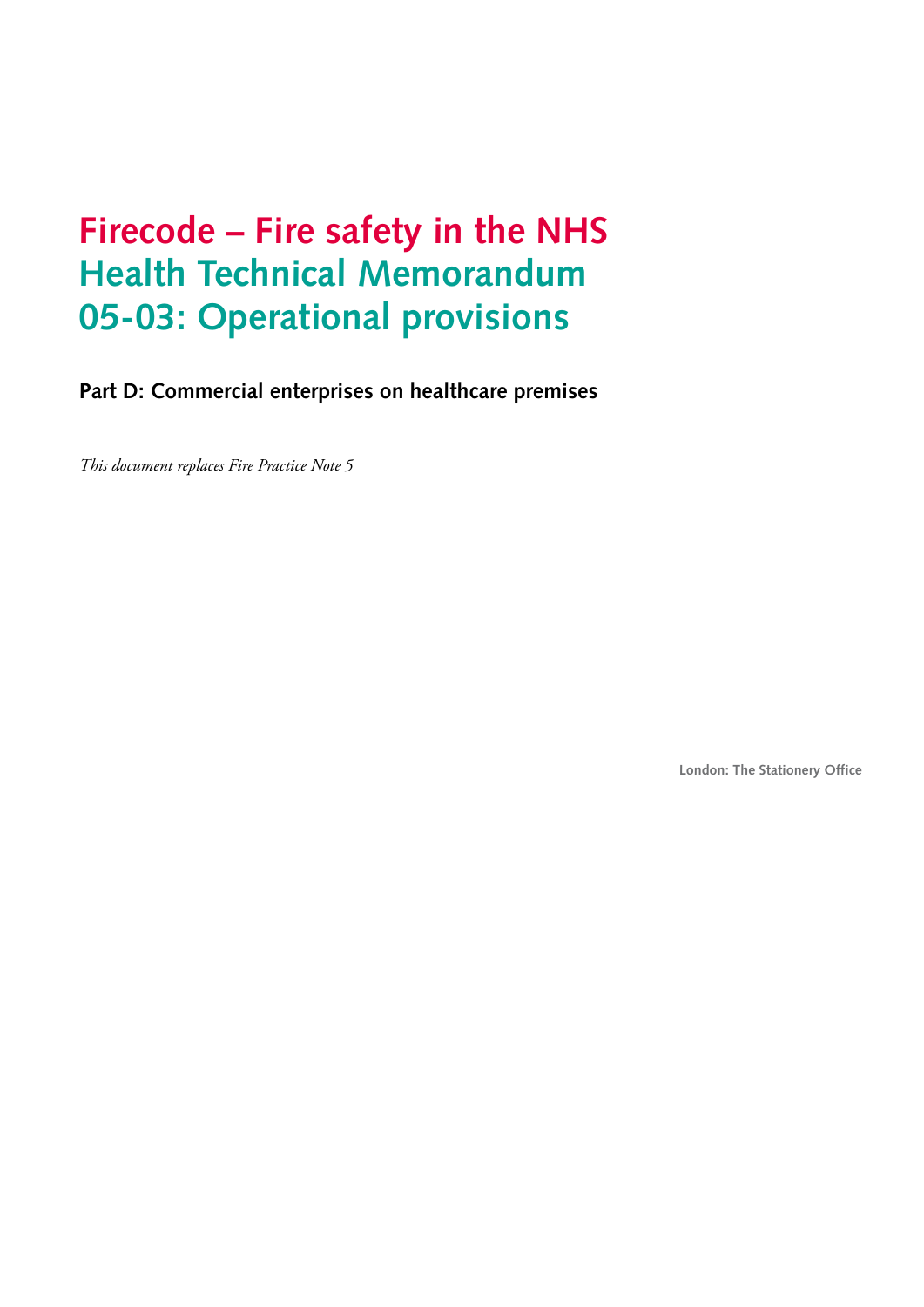# Firecode – Fire safety in the NHS
# Health Technical Memorandum 05-03: Operational provisions

## Part D: Commercial enterprises on healthcare premises

*This document replaces Fire Practice Note 5*

London: The Stationery Office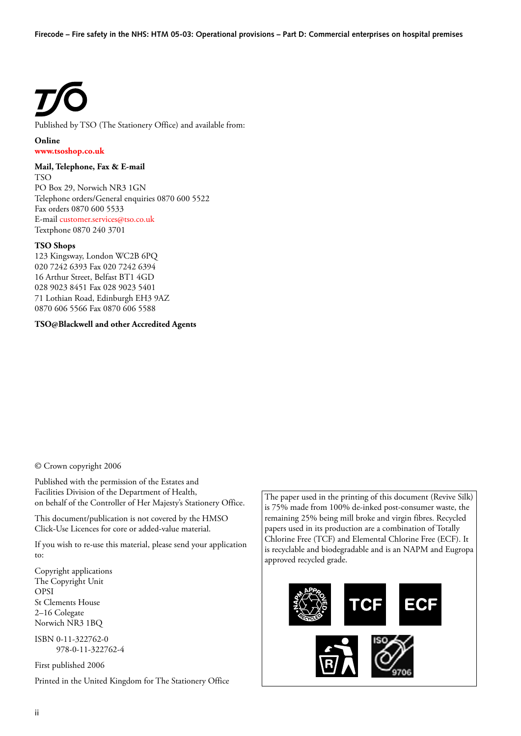Published by TSO (The Stationery Office) and available from:

**Online**
www.tsoshop.co.uk

**Mail, Telephone, Fax & E-mail**
TSO
PO Box 29, Norwich NR3 1GN
Telephone orders/General enquiries 0870 600 5522
Fax orders 0870 600 5533
E-mail customer.services@tso.co.uk
Textphone 0870 240 3701

**TSO Shops**
123 Kingsway, London WC2B 6PQ
020 7242 6393 Fax 020 7242 6394
16 Arthur Street, Belfast BT1 4GD
028 9023 8451 Fax 028 9023 5401
71 Lothian Road, Edinburgh EH3 9AZ
0870 606 5566 Fax 0870 606 5588

**TSO@Blackwell and other Accredited Agents**

© Crown copyright 2006

Published with the permission of the Estates and Facilities Division of the Department of Health, on behalf of the Controller of Her Majesty's Stationery Office.

This document/publication is not covered by the HMSO Click-Use Licences for core or added-value material.

If you wish to re-use this material, please send your application to:

Copyright applications
The Copyright Unit
OPSI
St Clements House
2–16 Colegate
Norwich NR3 1BQ

ISBN 0-11-322762-0
978-0-11-322762-4

First published 2006

Printed in the United Kingdom for The Stationery Office

The paper used in the printing of this document (Revive Silk) is 75% made from 100% de-inked post-consumer waste, the remaining 25% being mill broke and virgin fibres. Recycled papers used in its production are a combination of Totally Chlorine Free (TCF) and Elemental Chlorine Free (ECF). It is recyclable and biodegradable and is an NAPM and Eugropa approved recycled grade.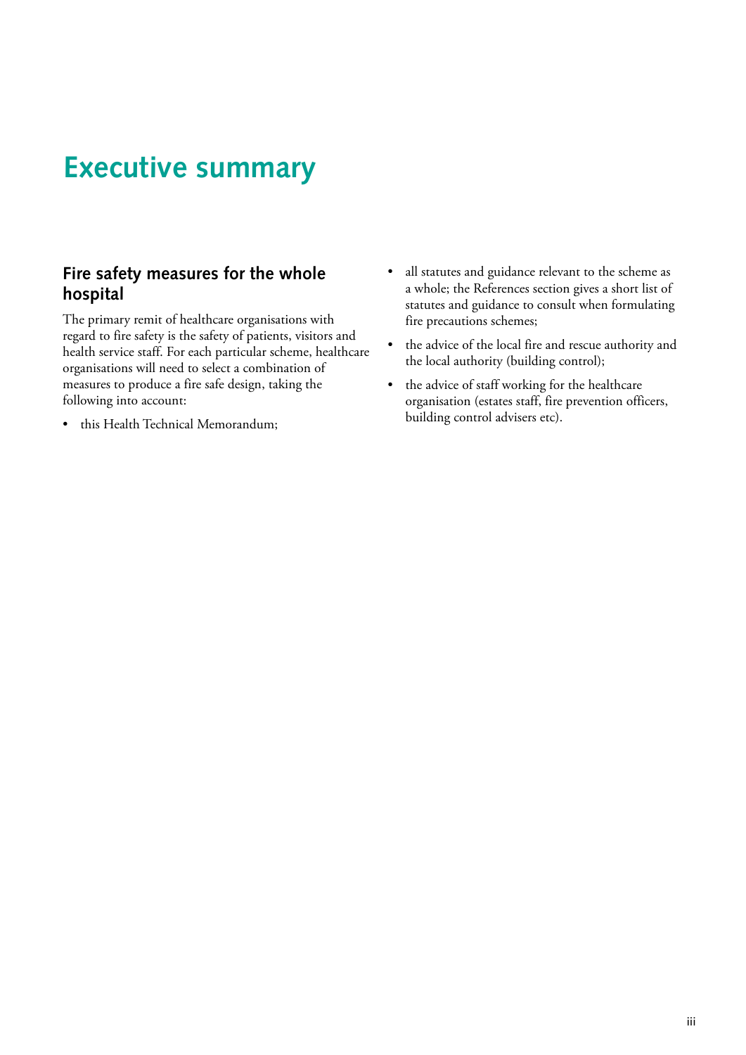# Executive summary

## Fire safety measures for the whole hospital

The primary remit of healthcare organisations with regard to fire safety is the safety of patients, visitors and health service staff. For each particular scheme, healthcare organisations will need to select a combination of measures to produce a fire safe design, taking the following into account:

- this Health Technical Memorandum;
- all statutes and guidance relevant to the scheme as a whole; the References section gives a short list of statutes and guidance to consult when formulating fire precautions schemes;
- the advice of the local fire and rescue authority and the local authority (building control);
- the advice of staff working for the healthcare organisation (estates staff, fire prevention officers, building control advisers etc).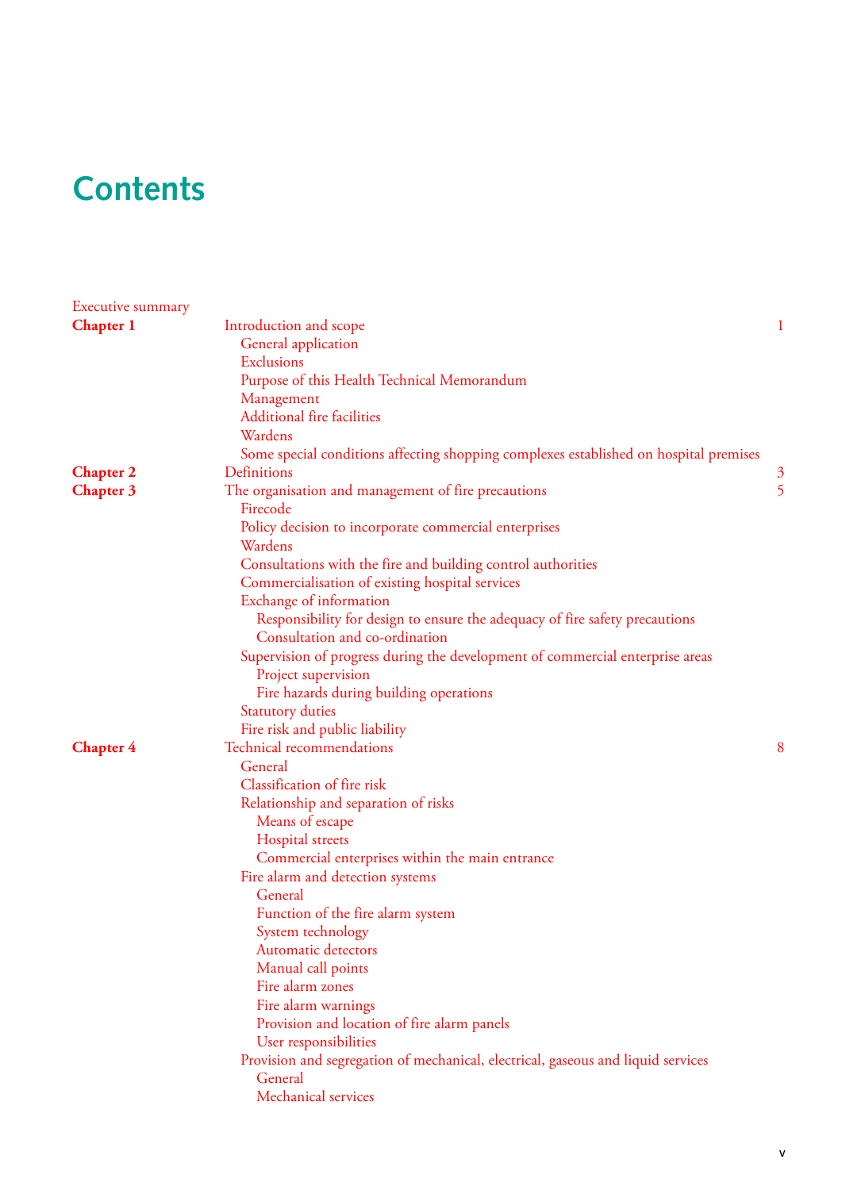# Contents

Executive summary

**Chapter 1** Introduction and scope 1
- General application
- Exclusions
- Purpose of this Health Technical Memorandum
- Management
- Additional fire facilities
- Wardens
- Some special conditions affecting shopping complexes established on hospital premises

**Chapter 2** Definitions 3

**Chapter 3** The organisation and management of fire precautions 5
- Firecode
- Policy decision to incorporate commercial enterprises
- Wardens
- Consultations with the fire and building control authorities
- Commercialisation of existing hospital services
- Exchange of information
  - Responsibility for design to ensure the adequacy of fire safety precautions
  - Consultation and co-ordination
- Supervision of progress during the development of commercial enterprise areas
  - Project supervision
  - Fire hazards during building operations
- Statutory duties
- Fire risk and public liability

**Chapter 4** Technical recommendations 8
- General
- Classification of fire risk
- Relationship and separation of risks
  - Means of escape
  - Hospital streets
  - Commercial enterprises within the main entrance
- Fire alarm and detection systems
  - General
  - Function of the fire alarm system
  - System technology
  - Automatic detectors
  - Manual call points
  - Fire alarm zones
  - Fire alarm warnings
  - Provision and location of fire alarm panels
  - User responsibilities
- Provision and segregation of mechanical, electrical, gaseous and liquid services
  - General
  - Mechanical services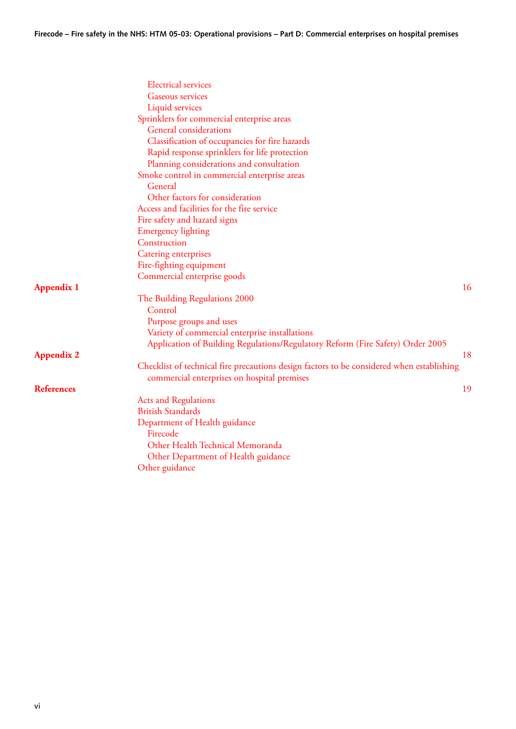- Electrical services
- Gaseous services
- Liquid services

Sprinklers for commercial enterprise areas

- General considerations
- Classification of occupancies for fire hazards
- Rapid response sprinklers for life protection
- Planning considerations and consultation

Smoke control in commercial enterprise areas

- General
- Other factors for consideration

Access and facilities for the fire service

Fire safety and hazard signs

Emergency lighting

Construction

Catering enterprises

Fire-fighting equipment

Commercial enterprise goods

**Appendix 1** 16

The Building Regulations 2000

- Control
- Purpose groups and uses
- Variety of commercial enterprise installations
- Application of Building Regulations/Regulatory Reform (Fire Safety) Order 2005

**Appendix 2** 18

Checklist of technical fire precautions design factors to be considered when establishing commercial enterprises on hospital premises

**References** 19

Acts and Regulations

British Standards

Department of Health guidance

- Firecode
- Other Health Technical Memoranda
- Other Department of Health guidance

Other guidance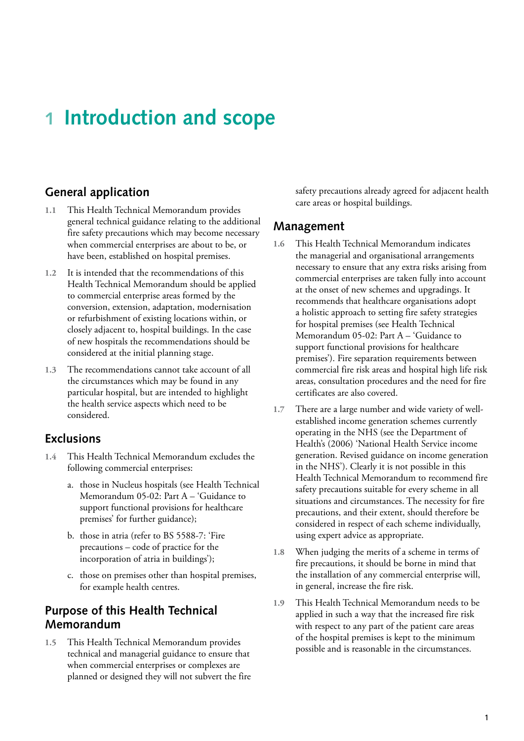# 1 Introduction and scope

## General application

1.1 This Health Technical Memorandum provides general technical guidance relating to the additional fire safety precautions which may become necessary when commercial enterprises are about to be, or have been, established on hospital premises.

1.2 It is intended that the recommendations of this Health Technical Memorandum should be applied to commercial enterprise areas formed by the conversion, extension, adaptation, modernisation or refurbishment of existing locations within, or closely adjacent to, hospital buildings. In the case of new hospitals the recommendations should be considered at the initial planning stage.

1.3 The recommendations cannot take account of all the circumstances which may be found in any particular hospital, but are intended to highlight the health service aspects which need to be considered.

## Exclusions

1.4 This Health Technical Memorandum excludes the following commercial enterprises:

a. those in Nucleus hospitals (see Health Technical Memorandum 05-02: Part A – 'Guidance to support functional provisions for healthcare premises' for further guidance);

b. those in atria (refer to BS 5588-7: 'Fire precautions – code of practice for the incorporation of atria in buildings');

c. those on premises other than hospital premises, for example health centres.

## Purpose of this Health Technical Memorandum

1.5 This Health Technical Memorandum provides technical and managerial guidance to ensure that when commercial enterprises or complexes are planned or designed they will not subvert the fire safety precautions already agreed for adjacent health care areas or hospital buildings.

## Management

1.6 This Health Technical Memorandum indicates the managerial and organisational arrangements necessary to ensure that any extra risks arising from commercial enterprises are taken fully into account at the onset of new schemes and upgradings. It recommends that healthcare organisations adopt a holistic approach to setting fire safety strategies for hospital premises (see Health Technical Memorandum 05-02: Part A – 'Guidance to support functional provisions for healthcare premises'). Fire separation requirements between commercial fire risk areas and hospital high life risk areas, consultation procedures and the need for fire certificates are also covered.

1.7 There are a large number and wide variety of well-established income generation schemes currently operating in the NHS (see the Department of Health's (2006) 'National Health Service income generation. Revised guidance on income generation in the NHS'). Clearly it is not possible in this Health Technical Memorandum to recommend fire safety precautions suitable for every scheme in all situations and circumstances. The necessity for fire precautions, and their extent, should therefore be considered in respect of each scheme individually, using expert advice as appropriate.

1.8 When judging the merits of a scheme in terms of fire precautions, it should be borne in mind that the installation of any commercial enterprise will, in general, increase the fire risk.

1.9 This Health Technical Memorandum needs to be applied in such a way that the increased fire risk with respect to any part of the patient care areas of the hospital premises is kept to the minimum possible and is reasonable in the circumstances.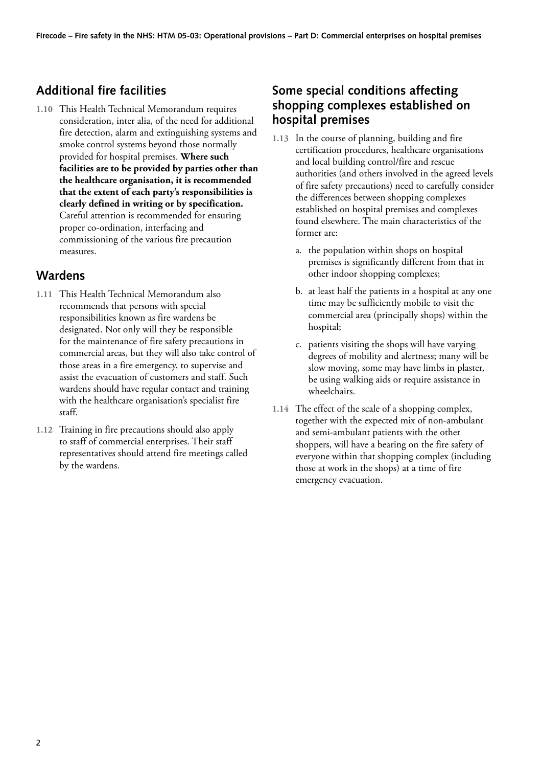## Additional fire facilities

**1.10** This Health Technical Memorandum requires consideration, inter alia, of the need for additional fire detection, alarm and extinguishing systems and smoke control systems beyond those normally provided for hospital premises. **Where such facilities are to be provided by parties other than the healthcare organisation, it is recommended that the extent of each party's responsibilities is clearly defined in writing or by specification.** Careful attention is recommended for ensuring proper co-ordination, interfacing and commissioning of the various fire precaution measures.

## Wardens

**1.11** This Health Technical Memorandum also recommends that persons with special responsibilities known as fire wardens be designated. Not only will they be responsible for the maintenance of fire safety precautions in commercial areas, but they will also take control of those areas in a fire emergency, to supervise and assist the evacuation of customers and staff. Such wardens should have regular contact and training with the healthcare organisation's specialist fire staff.

**1.12** Training in fire precautions should also apply to staff of commercial enterprises. Their staff representatives should attend fire meetings called by the wardens.

## Some special conditions affecting shopping complexes established on hospital premises

**1.13** In the course of planning, building and fire certification procedures, healthcare organisations and local building control/fire and rescue authorities (and others involved in the agreed levels of fire safety precautions) need to carefully consider the differences between shopping complexes established on hospital premises and complexes found elsewhere. The main characteristics of the former are:

a. the population within shops on hospital premises is significantly different from that in other indoor shopping complexes;

b. at least half the patients in a hospital at any one time may be sufficiently mobile to visit the commercial area (principally shops) within the hospital;

c. patients visiting the shops will have varying degrees of mobility and alertness; many will be slow moving, some may have limbs in plaster, be using walking aids or require assistance in wheelchairs.

**1.14** The effect of the scale of a shopping complex, together with the expected mix of non-ambulant and semi-ambulant patients with the other shoppers, will have a bearing on the fire safety of everyone within that shopping complex (including those at work in the shops) at a time of fire emergency evacuation.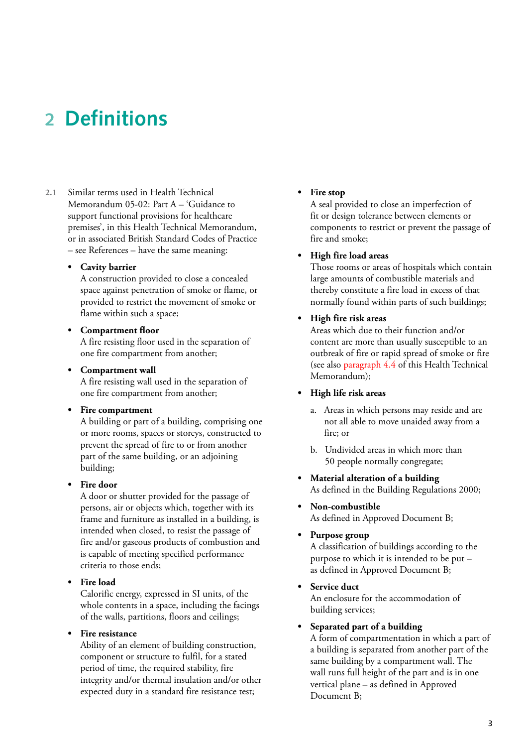# 2 Definitions

2.1 Similar terms used in Health Technical Memorandum 05-02: Part A – 'Guidance to support functional provisions for healthcare premises', in this Health Technical Memorandum, or in associated British Standard Codes of Practice – see References – have the same meaning:

- **Cavity barrier**
  A construction provided to close a concealed space against penetration of smoke or flame, or provided to restrict the movement of smoke or flame within such a space;

- **Compartment floor**
  A fire resisting floor used in the separation of one fire compartment from another;

- **Compartment wall**
  A fire resisting wall used in the separation of one fire compartment from another;

- **Fire compartment**
  A building or part of a building, comprising one or more rooms, spaces or storeys, constructed to prevent the spread of fire to or from another part of the same building, or an adjoining building;

- **Fire door**
  A door or shutter provided for the passage of persons, air or objects which, together with its frame and furniture as installed in a building, is intended when closed, to resist the passage of fire and/or gaseous products of combustion and is capable of meeting specified performance criteria to those ends;

- **Fire load**
  Calorific energy, expressed in SI units, of the whole contents in a space, including the facings of the walls, partitions, floors and ceilings;

- **Fire resistance**
  Ability of an element of building construction, component or structure to fulfil, for a stated period of time, the required stability, fire integrity and/or thermal insulation and/or other expected duty in a standard fire resistance test;

- **Fire stop**
  A seal provided to close an imperfection of fit or design tolerance between elements or components to restrict or prevent the passage of fire and smoke;

- **High fire load areas**
  Those rooms or areas of hospitals which contain large amounts of combustible materials and thereby constitute a fire load in excess of that normally found within parts of such buildings;

- **High fire risk areas**
  Areas which due to their function and/or content are more than usually susceptible to an outbreak of fire or rapid spread of smoke or fire (see also paragraph 4.4 of this Health Technical Memorandum);

- **High life risk areas**
  a. Areas in which persons may reside and are not all able to move unaided away from a fire; or
  b. Undivided areas in which more than 50 people normally congregate;

- **Material alteration of a building**
  As defined in the Building Regulations 2000;

- **Non-combustible**
  As defined in Approved Document B;

- **Purpose group**
  A classification of buildings according to the purpose to which it is intended to be put – as defined in Approved Document B;

- **Service duct**
  An enclosure for the accommodation of building services;

- **Separated part of a building**
  A form of compartmentation in which a part of a building is separated from another part of the same building by a compartment wall. The wall runs full height of the part and is in one vertical plane – as defined in Approved Document B;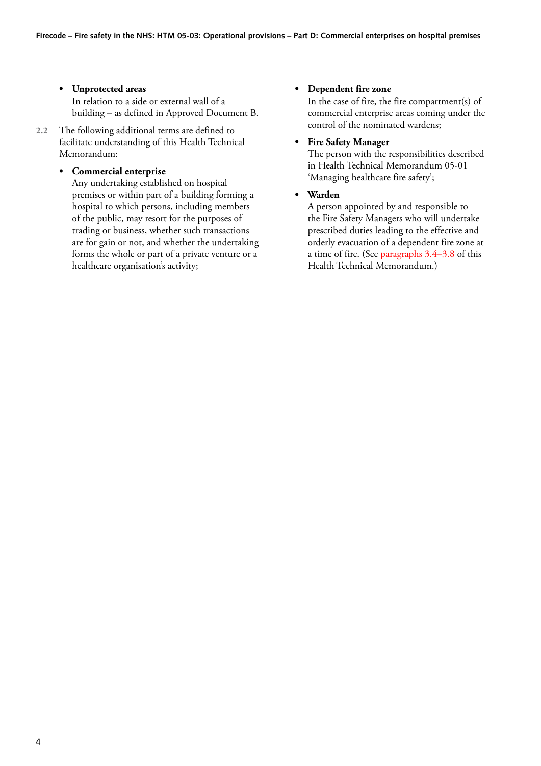- **Unprotected areas**
  In relation to a side or external wall of a building – as defined in Approved Document B.

2.2 The following additional terms are defined to facilitate understanding of this Health Technical Memorandum:

- **Commercial enterprise**
  Any undertaking established on hospital premises or within part of a building forming a hospital to which persons, including members of the public, may resort for the purposes of trading or business, whether such transactions are for gain or not, and whether the undertaking forms the whole or part of a private venture or a healthcare organisation's activity;

- **Dependent fire zone**
  In the case of fire, the fire compartment(s) of commercial enterprise areas coming under the control of the nominated wardens;

- **Fire Safety Manager**
  The person with the responsibilities described in Health Technical Memorandum 05-01 'Managing healthcare fire safety';

- **Warden**
  A person appointed by and responsible to the Fire Safety Managers who will undertake prescribed duties leading to the effective and orderly evacuation of a dependent fire zone at a time of fire. (See paragraphs 3.4–3.8 of this Health Technical Memorandum.)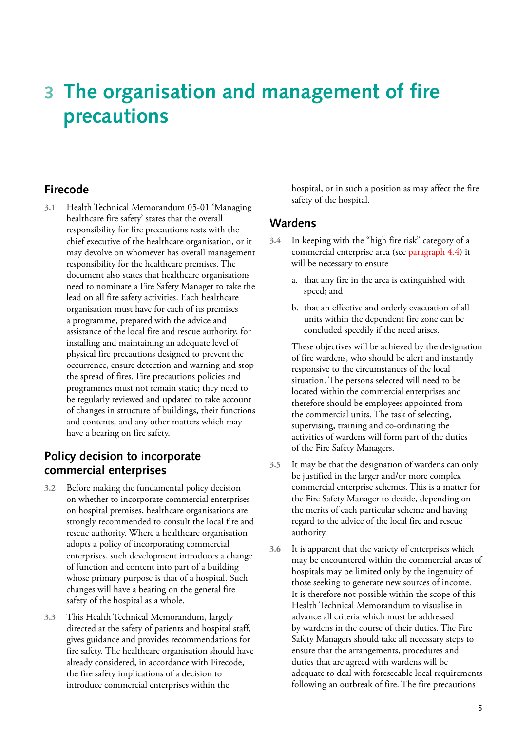# 3 The organisation and management of fire precautions

## Firecode

3.1 Health Technical Memorandum 05-01 'Managing healthcare fire safety' states that the overall responsibility for fire precautions rests with the chief executive of the healthcare organisation, or it may devolve on whomever has overall management responsibility for the healthcare premises. The document also states that healthcare organisations need to nominate a Fire Safety Manager to take the lead on all fire safety activities. Each healthcare organisation must have for each of its premises a programme, prepared with the advice and assistance of the local fire and rescue authority, for installing and maintaining an adequate level of physical fire precautions designed to prevent the occurrence, ensure detection and warning and stop the spread of fires. Fire precautions policies and programmes must not remain static; they need to be regularly reviewed and updated to take account of changes in structure of buildings, their functions and contents, and any other matters which may have a bearing on fire safety.

## Policy decision to incorporate commercial enterprises

3.2 Before making the fundamental policy decision on whether to incorporate commercial enterprises on hospital premises, healthcare organisations are strongly recommended to consult the local fire and rescue authority. Where a healthcare organisation adopts a policy of incorporating commercial enterprises, such development introduces a change of function and content into part of a building whose primary purpose is that of a hospital. Such changes will have a bearing on the general fire safety of the hospital as a whole.

3.3 This Health Technical Memorandum, largely directed at the safety of patients and hospital staff, gives guidance and provides recommendations for fire safety. The healthcare organisation should have already considered, in accordance with Firecode, the fire safety implications of a decision to introduce commercial enterprises within the hospital, or in such a position as may affect the fire safety of the hospital.

## Wardens

3.4 In keeping with the "high fire risk" category of a commercial enterprise area (see paragraph 4.4) it will be necessary to ensure

a. that any fire in the area is extinguished with speed; and

b. that an effective and orderly evacuation of all units within the dependent fire zone can be concluded speedily if the need arises.

These objectives will be achieved by the designation of fire wardens, who should be alert and instantly responsive to the circumstances of the local situation. The persons selected will need to be located within the commercial enterprises and therefore should be employees appointed from the commercial units. The task of selecting, supervising, training and co-ordinating the activities of wardens will form part of the duties of the Fire Safety Managers.

3.5 It may be that the designation of wardens can only be justified in the larger and/or more complex commercial enterprise schemes. This is a matter for the Fire Safety Manager to decide, depending on the merits of each particular scheme and having regard to the advice of the local fire and rescue authority.

3.6 It is apparent that the variety of enterprises which may be encountered within the commercial areas of hospitals may be limited only by the ingenuity of those seeking to generate new sources of income. It is therefore not possible within the scope of this Health Technical Memorandum to visualise in advance all criteria which must be addressed by wardens in the course of their duties. The Fire Safety Managers should take all necessary steps to ensure that the arrangements, procedures and duties that are agreed with wardens will be adequate to deal with foreseeable local requirements following an outbreak of fire. The fire precautions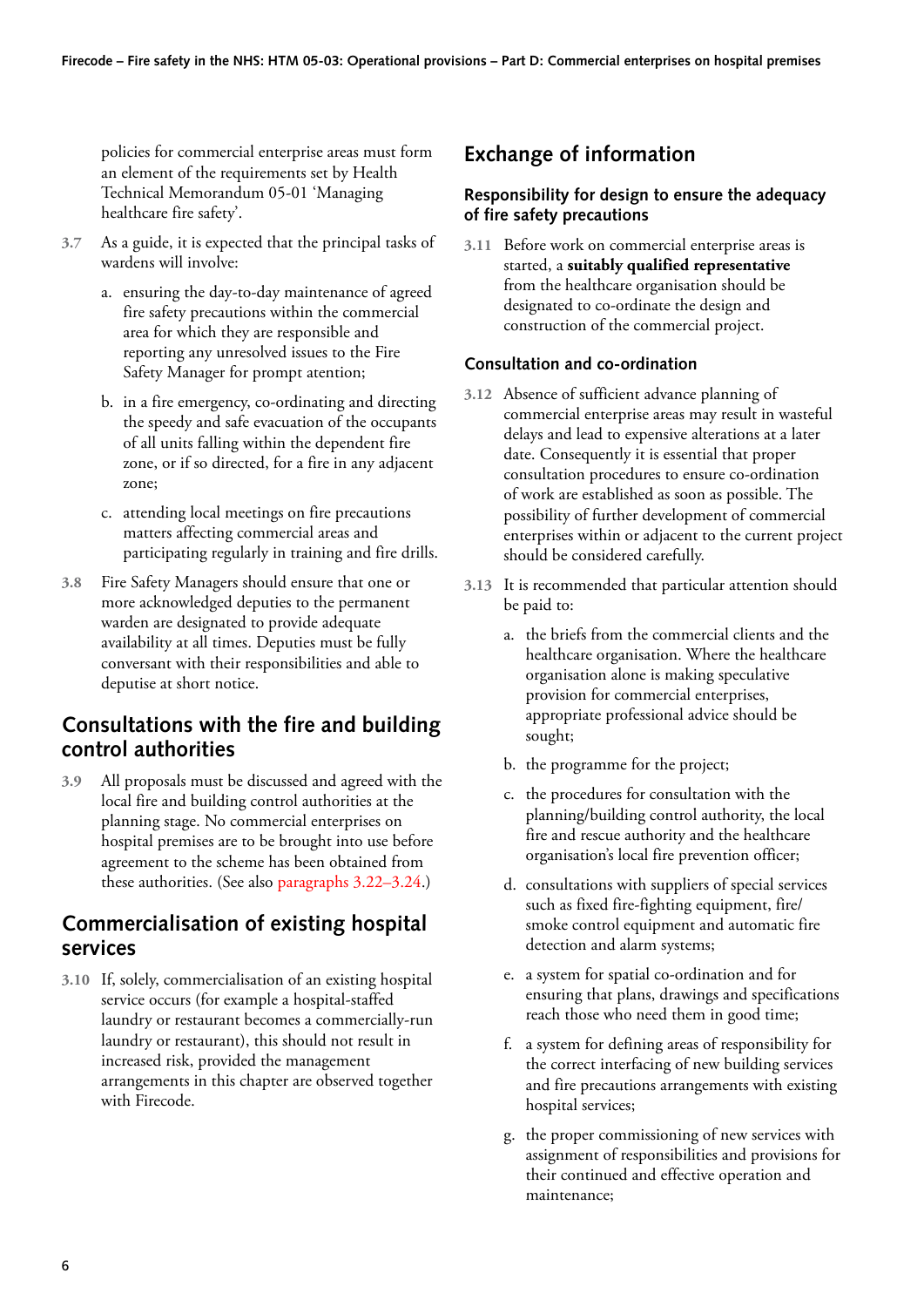policies for commercial enterprise areas must form an element of the requirements set by Health Technical Memorandum 05-01 'Managing healthcare fire safety'.

3.7 As a guide, it is expected that the principal tasks of wardens will involve:

a. ensuring the day-to-day maintenance of agreed fire safety precautions within the commercial area for which they are responsible and reporting any unresolved issues to the Fire Safety Manager for prompt attention;

b. in a fire emergency, co-ordinating and directing the speedy and safe evacuation of the occupants of all units falling within the dependent fire zone, or if so directed, for a fire in any adjacent zone;

c. attending local meetings on fire precautions matters affecting commercial areas and participating regularly in training and fire drills.

3.8 Fire Safety Managers should ensure that one or more acknowledged deputies to the permanent warden are designated to provide adequate availability at all times. Deputies must be fully conversant with their responsibilities and able to deputise at short notice.

## Consultations with the fire and building control authorities

3.9 All proposals must be discussed and agreed with the local fire and building control authorities at the planning stage. No commercial enterprises on hospital premises are to be brought into use before agreement to the scheme has been obtained from these authorities. (See also paragraphs 3.22–3.24.)

## Commercialisation of existing hospital services

3.10 If, solely, commercialisation of an existing hospital service occurs (for example a hospital-staffed laundry or restaurant becomes a commercially-run laundry or restaurant), this should not result in increased risk, provided the management arrangements in this chapter are observed together with Firecode.

## Exchange of information

### Responsibility for design to ensure the adequacy of fire safety precautions

3.11 Before work on commercial enterprise areas is started, a **suitably qualified representative** from the healthcare organisation should be designated to co-ordinate the design and construction of the commercial project.

### Consultation and co-ordination

3.12 Absence of sufficient advance planning of commercial enterprise areas may result in wasteful delays and lead to expensive alterations at a later date. Consequently it is essential that proper consultation procedures to ensure co-ordination of work are established as soon as possible. The possibility of further development of commercial enterprises within or adjacent to the current project should be considered carefully.

3.13 It is recommended that particular attention should be paid to:

a. the briefs from the commercial clients and the healthcare organisation. Where the healthcare organisation alone is making speculative provision for commercial enterprises, appropriate professional advice should be sought;

b. the programme for the project;

c. the procedures for consultation with the planning/building control authority, the local fire and rescue authority and the healthcare organisation's local fire prevention officer;

d. consultations with suppliers of special services such as fixed fire-fighting equipment, fire/smoke control equipment and automatic fire detection and alarm systems;

e. a system for spatial co-ordination and for ensuring that plans, drawings and specifications reach those who need them in good time;

f. a system for defining areas of responsibility for the correct interfacing of new building services and fire precautions arrangements with existing hospital services;

g. the proper commissioning of new services with assignment of responsibilities and provisions for their continued and effective operation and maintenance;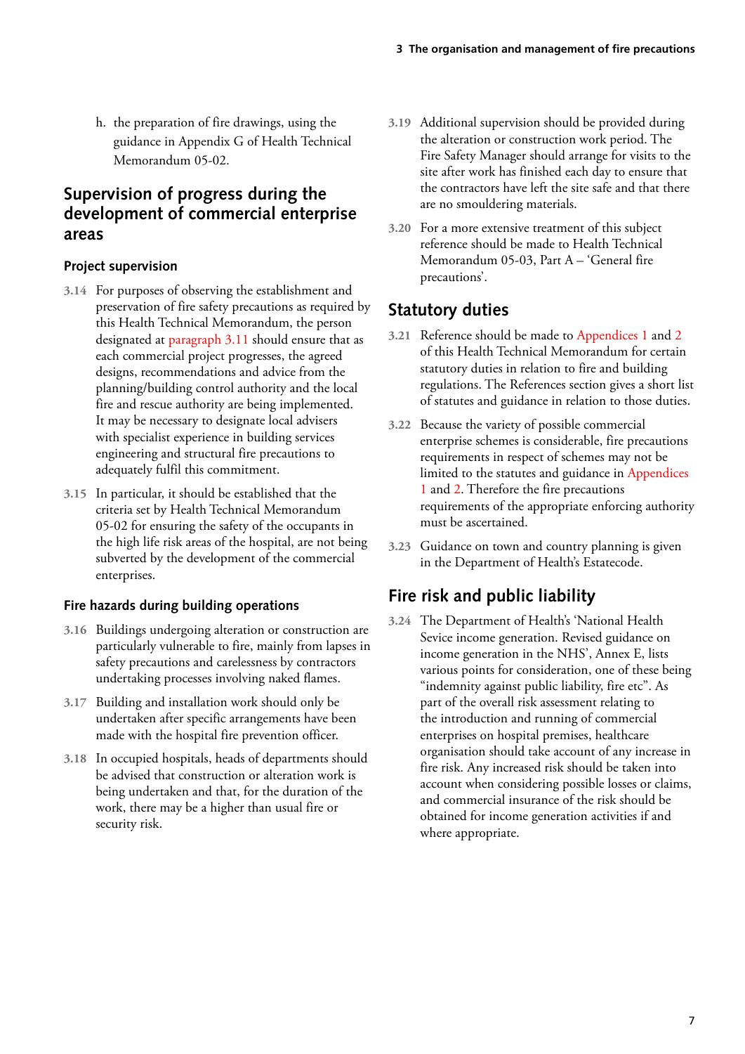h. the preparation of fire drawings, using the guidance in Appendix G of Health Technical Memorandum 05-02.

## Supervision of progress during the development of commercial enterprise areas

### Project supervision

3.14 For purposes of observing the establishment and preservation of fire safety precautions as required by this Health Technical Memorandum, the person designated at paragraph 3.11 should ensure that as each commercial project progresses, the agreed designs, recommendations and advice from the planning/building control authority and the local fire and rescue authority are being implemented. It may be necessary to designate local advisers with specialist experience in building services engineering and structural fire precautions to adequately fulfil this commitment.

3.15 In particular, it should be established that the criteria set by Health Technical Memorandum 05-02 for ensuring the safety of the occupants in the high life risk areas of the hospital, are not being subverted by the development of the commercial enterprises.

### Fire hazards during building operations

3.16 Buildings undergoing alteration or construction are particularly vulnerable to fire, mainly from lapses in safety precautions and carelessness by contractors undertaking processes involving naked flames.

3.17 Building and installation work should only be undertaken after specific arrangements have been made with the hospital fire prevention officer.

3.18 In occupied hospitals, heads of departments should be advised that construction or alteration work is being undertaken and that, for the duration of the work, there may be a higher than usual fire or security risk.

3.19 Additional supervision should be provided during the alteration or construction work period. The Fire Safety Manager should arrange for visits to the site after work has finished each day to ensure that the contractors have left the site safe and that there are no smouldering materials.

3.20 For a more extensive treatment of this subject reference should be made to Health Technical Memorandum 05-03, Part A – 'General fire precautions'.

## Statutory duties

3.21 Reference should be made to Appendices 1 and 2 of this Health Technical Memorandum for certain statutory duties in relation to fire and building regulations. The References section gives a short list of statutes and guidance in relation to those duties.

3.22 Because the variety of possible commercial enterprise schemes is considerable, fire precautions requirements in respect of schemes may not be limited to the statutes and guidance in Appendices 1 and 2. Therefore the fire precautions requirements of the appropriate enforcing authority must be ascertained.

3.23 Guidance on town and country planning is given in the Department of Health's Estatecode.

## Fire risk and public liability

3.24 The Department of Health's 'National Health Sevice income generation. Revised guidance on income generation in the NHS', Annex E, lists various points for consideration, one of these being "indemnity against public liability, fire etc". As part of the overall risk assessment relating to the introduction and running of commercial enterprises on hospital premises, healthcare organisation should take account of any increase in fire risk. Any increased risk should be taken into account when considering possible losses or claims, and commercial insurance of the risk should be obtained for income generation activities if and where appropriate.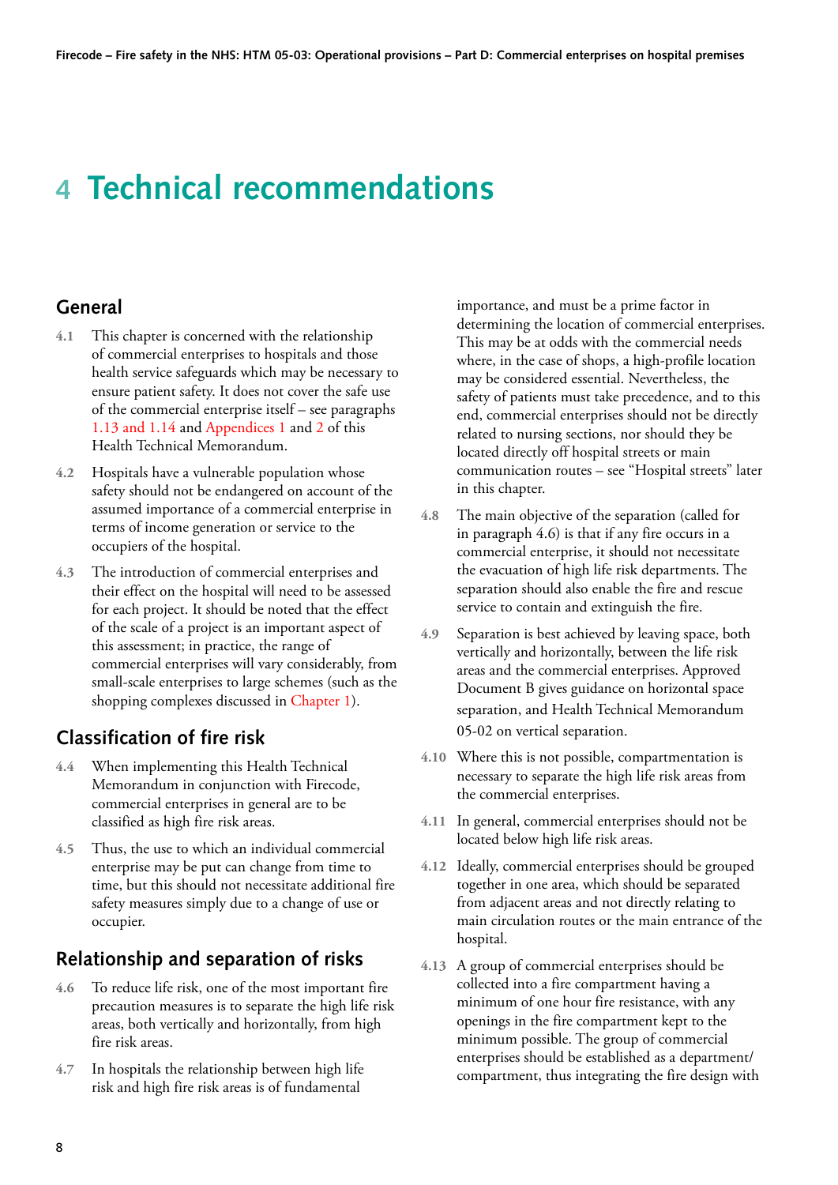# 4 Technical recommendations

## General

4.1 This chapter is concerned with the relationship of commercial enterprises to hospitals and those health service safeguards which may be necessary to ensure patient safety. It does not cover the safe use of the commercial enterprise itself – see paragraphs 1.13 and 1.14 and Appendices 1 and 2 of this Health Technical Memorandum.

4.2 Hospitals have a vulnerable population whose safety should not be endangered on account of the assumed importance of a commercial enterprise in terms of income generation or service to the occupiers of the hospital.

4.3 The introduction of commercial enterprises and their effect on the hospital will need to be assessed for each project. It should be noted that the effect of the scale of a project is an important aspect of this assessment; in practice, the range of commercial enterprises will vary considerably, from small-scale enterprises to large schemes (such as the shopping complexes discussed in Chapter 1).

## Classification of fire risk

4.4 When implementing this Health Technical Memorandum in conjunction with Firecode, commercial enterprises in general are to be classified as high fire risk areas.

4.5 Thus, the use to which an individual commercial enterprise may be put can change from time to time, but this should not necessitate additional fire safety measures simply due to a change of use or occupier.

## Relationship and separation of risks

4.6 To reduce life risk, one of the most important fire precaution measures is to separate the high life risk areas, both vertically and horizontally, from high fire risk areas.

4.7 In hospitals the relationship between high life risk and high fire risk areas is of fundamental importance, and must be a prime factor in determining the location of commercial enterprises. This may be at odds with the commercial needs where, in the case of shops, a high-profile location may be considered essential. Nevertheless, the safety of patients must take precedence, and to this end, commercial enterprises should not be directly related to nursing sections, nor should they be located directly off hospital streets or main communication routes – see "Hospital streets" later in this chapter.

4.8 The main objective of the separation (called for in paragraph 4.6) is that if any fire occurs in a commercial enterprise, it should not necessitate the evacuation of high life risk departments. The separation should also enable the fire and rescue service to contain and extinguish the fire.

4.9 Separation is best achieved by leaving space, both vertically and horizontally, between the life risk areas and the commercial enterprises. Approved Document B gives guidance on horizontal space separation, and Health Technical Memorandum 05-02 on vertical separation.

4.10 Where this is not possible, compartmentation is necessary to separate the high life risk areas from the commercial enterprises.

4.11 In general, commercial enterprises should not be located below high life risk areas.

4.12 Ideally, commercial enterprises should be grouped together in one area, which should be separated from adjacent areas and not directly relating to main circulation routes or the main entrance of the hospital.

4.13 A group of commercial enterprises should be collected into a fire compartment having a minimum of one hour fire resistance, with any openings in the fire compartment kept to the minimum possible. The group of commercial enterprises should be established as a department/compartment, thus integrating the fire design with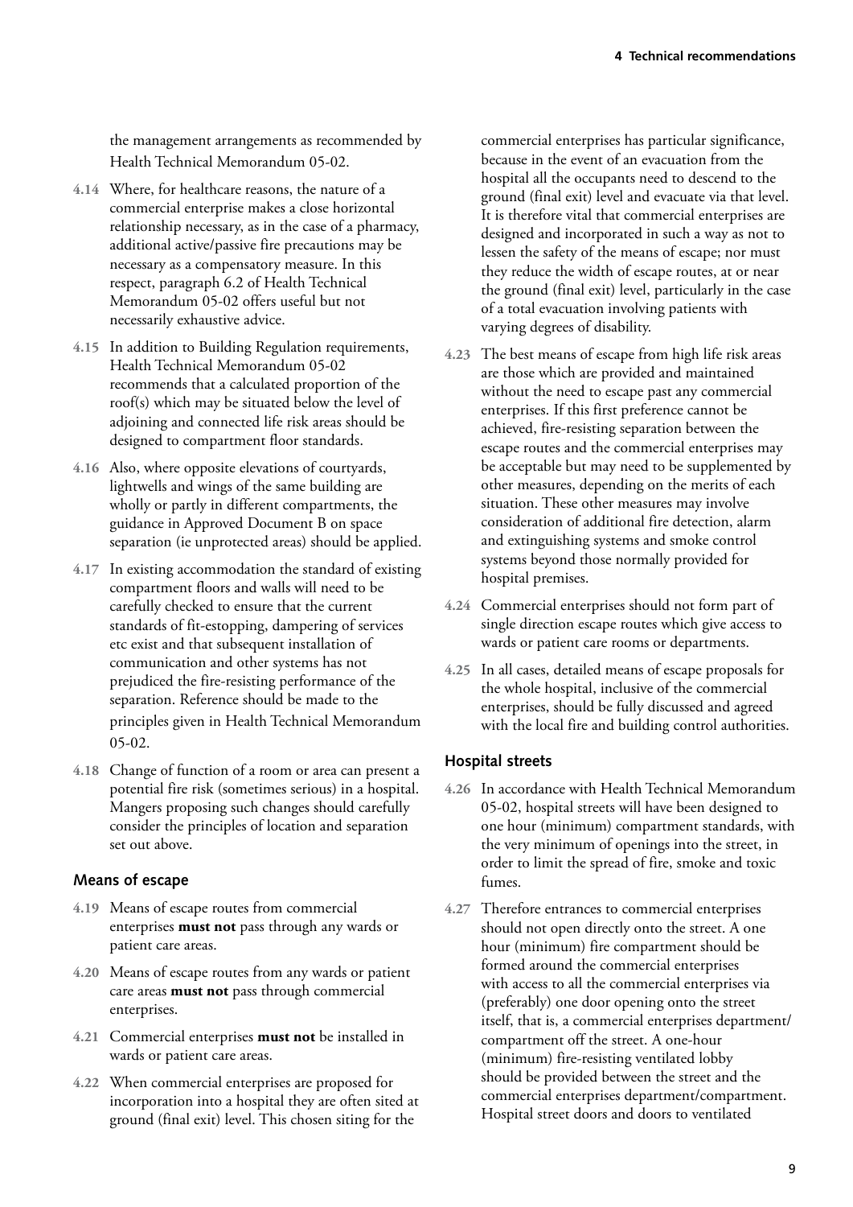the management arrangements as recommended by Health Technical Memorandum 05-02.

**4.14** Where, for healthcare reasons, the nature of a commercial enterprise makes a close horizontal relationship necessary, as in the case of a pharmacy, additional active/passive fire precautions may be necessary as a compensatory measure. In this respect, paragraph 6.2 of Health Technical Memorandum 05-02 offers useful but not necessarily exhaustive advice.

**4.15** In addition to Building Regulation requirements, Health Technical Memorandum 05-02 recommends that a calculated proportion of the roof(s) which may be situated below the level of adjoining and connected life risk areas should be designed to compartment floor standards.

**4.16** Also, where opposite elevations of courtyards, lightwells and wings of the same building are wholly or partly in different compartments, the guidance in Approved Document B on space separation (ie unprotected areas) should be applied.

**4.17** In existing accommodation the standard of existing compartment floors and walls will need to be carefully checked to ensure that the current standards of fit-estopping, dampering of services etc exist and that subsequent installation of communication and other systems has not prejudiced the fire-resisting performance of the separation. Reference should be made to the principles given in Health Technical Memorandum 05-02.

**4.18** Change of function of a room or area can present a potential fire risk (sometimes serious) in a hospital. Mangers proposing such changes should carefully consider the principles of location and separation set out above.

### Means of escape

**4.19** Means of escape routes from commercial enterprises **must not** pass through any wards or patient care areas.

**4.20** Means of escape routes from any wards or patient care areas **must not** pass through commercial enterprises.

**4.21** Commercial enterprises **must not** be installed in wards or patient care areas.

**4.22** When commercial enterprises are proposed for incorporation into a hospital they are often sited at ground (final exit) level. This chosen siting for the commercial enterprises has particular significance, because in the event of an evacuation from the hospital all the occupants need to descend to the ground (final exit) level and evacuate via that level. It is therefore vital that commercial enterprises are designed and incorporated in such a way as not to lessen the safety of the means of escape; nor must they reduce the width of escape routes, at or near the ground (final exit) level, particularly in the case of a total evacuation involving patients with varying degrees of disability.

**4.23** The best means of escape from high life risk areas are those which are provided and maintained without the need to escape past any commercial enterprises. If this first preference cannot be achieved, fire-resisting separation between the escape routes and the commercial enterprises may be acceptable but may need to be supplemented by other measures, depending on the merits of each situation. These other measures may involve consideration of additional fire detection, alarm and extinguishing systems and smoke control systems beyond those normally provided for hospital premises.

**4.24** Commercial enterprises should not form part of single direction escape routes which give access to wards or patient care rooms or departments.

**4.25** In all cases, detailed means of escape proposals for the whole hospital, inclusive of the commercial enterprises, should be fully discussed and agreed with the local fire and building control authorities.

### Hospital streets

**4.26** In accordance with Health Technical Memorandum 05-02, hospital streets will have been designed to one hour (minimum) compartment standards, with the very minimum of openings into the street, in order to limit the spread of fire, smoke and toxic fumes.

**4.27** Therefore entrances to commercial enterprises should not open directly onto the street. A one hour (minimum) fire compartment should be formed around the commercial enterprises with access to all the commercial enterprises via (preferably) one door opening onto the street itself, that is, a commercial enterprises department/compartment off the street. A one-hour (minimum) fire-resisting ventilated lobby should be provided between the street and the commercial enterprises department/compartment. Hospital street doors and doors to ventilated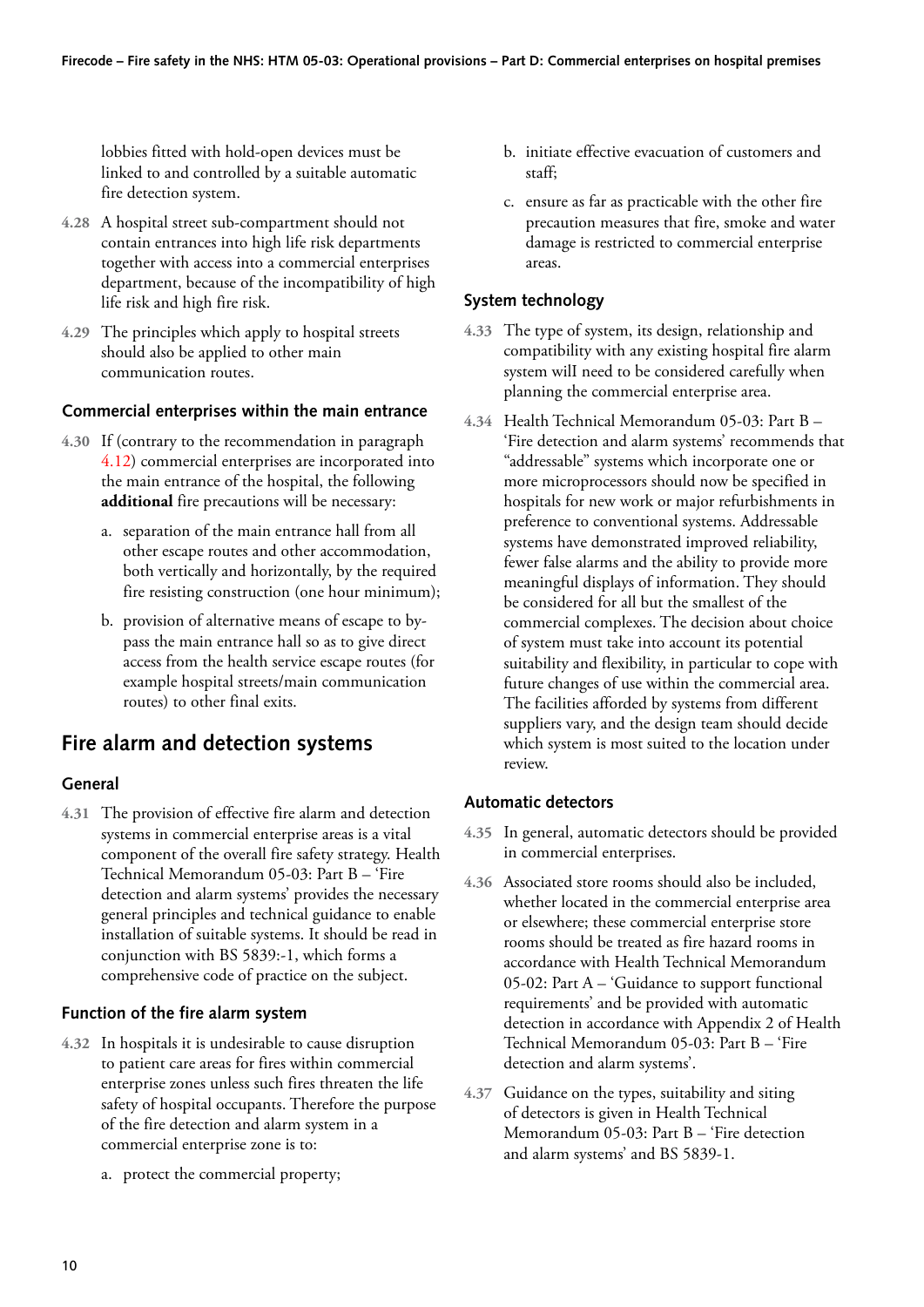lobbies fitted with hold-open devices must be linked to and controlled by a suitable automatic fire detection system.

4.28 A hospital street sub-compartment should not contain entrances into high life risk departments together with access into a commercial enterprises department, because of the incompatibility of high life risk and high fire risk.

4.29 The principles which apply to hospital streets should also be applied to other main communication routes.

### Commercial enterprises within the main entrance

4.30 If (contrary to the recommendation in paragraph 4.12) commercial enterprises are incorporated into the main entrance of the hospital, the following **additional** fire precautions will be necessary:

a. separation of the main entrance hall from all other escape routes and other accommodation, both vertically and horizontally, by the required fire resisting construction (one hour minimum);

b. provision of alternative means of escape to by-pass the main entrance hall so as to give direct access from the health service escape routes (for example hospital streets/main communication routes) to other final exits.

## Fire alarm and detection systems

### General

4.31 The provision of effective fire alarm and detection systems in commercial enterprise areas is a vital component of the overall fire safety strategy. Health Technical Memorandum 05-03: Part B – 'Fire detection and alarm systems' provides the necessary general principles and technical guidance to enable installation of suitable systems. It should be read in conjunction with BS 5839:-1, which forms a comprehensive code of practice on the subject.

### Function of the fire alarm system

4.32 In hospitals it is undesirable to cause disruption to patient care areas for fires within commercial enterprise zones unless such fires threaten the life safety of hospital occupants. Therefore the purpose of the fire detection and alarm system in a commercial enterprise zone is to:

a. protect the commercial property;

b. initiate effective evacuation of customers and staff;

c. ensure as far as practicable with the other fire precaution measures that fire, smoke and water damage is restricted to commercial enterprise areas.

### System technology

4.33 The type of system, its design, relationship and compatibility with any existing hospital fire alarm system will need to be considered carefully when planning the commercial enterprise area.

4.34 Health Technical Memorandum 05-03: Part B – 'Fire detection and alarm systems' recommends that "addressable" systems which incorporate one or more microprocessors should now be specified in hospitals for new work or major refurbishments in preference to conventional systems. Addressable systems have demonstrated improved reliability, fewer false alarms and the ability to provide more meaningful displays of information. They should be considered for all but the smallest of the commercial complexes. The decision about choice of system must take into account its potential suitability and flexibility, in particular to cope with future changes of use within the commercial area. The facilities afforded by systems from different suppliers vary, and the design team should decide which system is most suited to the location under review.

### Automatic detectors

4.35 In general, automatic detectors should be provided in commercial enterprises.

4.36 Associated store rooms should also be included, whether located in the commercial enterprise area or elsewhere; these commercial enterprise store rooms should be treated as fire hazard rooms in accordance with Health Technical Memorandum 05-02: Part A – 'Guidance to support functional requirements' and be provided with automatic detection in accordance with Appendix 2 of Health Technical Memorandum 05-03: Part B – 'Fire detection and alarm systems'.

4.37 Guidance on the types, suitability and siting of detectors is given in Health Technical Memorandum 05-03: Part B – 'Fire detection and alarm systems' and BS 5839-1.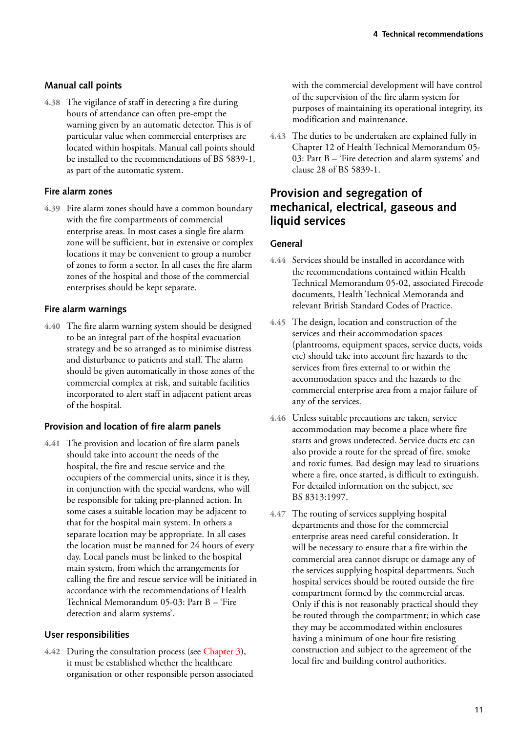### Manual call points

4.38 The vigilance of staff in detecting a fire during hours of attendance can often pre-empt the warning given by an automatic detector. This is of particular value when commercial enterprises are located within hospitals. Manual call points should be installed to the recommendations of BS 5839-1, as part of the automatic system.

### Fire alarm zones

4.39 Fire alarm zones should have a common boundary with the fire compartments of commercial enterprise areas. In most cases a single fire alarm zone will be sufficient, but in extensive or complex locations it may be convenient to group a number of zones to form a sector. In all cases the fire alarm zones of the hospital and those of the commercial enterprises should be kept separate.

### Fire alarm warnings

4.40 The fire alarm warning system should be designed to be an integral part of the hospital evacuation strategy and be so arranged as to minimise distress and disturbance to patients and staff. The alarm should be given automatically in those zones of the commercial complex at risk, and suitable facilities incorporated to alert staff in adjacent patient areas of the hospital.

### Provision and location of fire alarm panels

4.41 The provision and location of fire alarm panels should take into account the needs of the hospital, the fire and rescue service and the occupiers of the commercial units, since it is they, in conjunction with the special wardens, who will be responsible for taking pre-planned action. In some cases a suitable location may be adjacent to that for the hospital main system. In others a separate location may be appropriate. In all cases the location must be manned for 24 hours of every day. Local panels must be linked to the hospital main system, from which the arrangements for calling the fire and rescue service will be initiated in accordance with the recommendations of Health Technical Memorandum 05-03: Part B – 'Fire detection and alarm systems'.

### User responsibilities

4.42 During the consultation process (see Chapter 3), it must be established whether the healthcare organisation or other responsible person associated with the commercial development will have control of the supervision of the fire alarm system for purposes of maintaining its operational integrity, its modification and maintenance.

4.43 The duties to be undertaken are explained fully in Chapter 12 of Health Technical Memorandum 05-03: Part B – 'Fire detection and alarm systems' and clause 28 of BS 5839-1.

## Provision and segregation of mechanical, electrical, gaseous and liquid services

### General

4.44 Services should be installed in accordance with the recommendations contained within Health Technical Memorandum 05-02, associated Firecode documents, Health Technical Memoranda and relevant British Standard Codes of Practice.

4.45 The design, location and construction of the services and their accommodation spaces (plantrooms, equipment spaces, service ducts, voids etc) should take into account fire hazards to the services from fires external to or within the accommodation spaces and the hazards to the commercial enterprise area from a major failure of any of the services.

4.46 Unless suitable precautions are taken, service accommodation may become a place where fire starts and grows undetected. Service ducts etc can also provide a route for the spread of fire, smoke and toxic fumes. Bad design may lead to situations where a fire, once started, is difficult to extinguish. For detailed information on the subject, see BS 8313:1997.

4.47 The routing of services supplying hospital departments and those for the commercial enterprise areas need careful consideration. It will be necessary to ensure that a fire within the commercial area cannot disrupt or damage any of the services supplying hospital departments. Such hospital services should be routed outside the fire compartment formed by the commercial areas. Only if this is not reasonably practical should they be routed through the compartment; in which case they may be accommodated within enclosures having a minimum of one hour fire resisting construction and subject to the agreement of the local fire and building control authorities.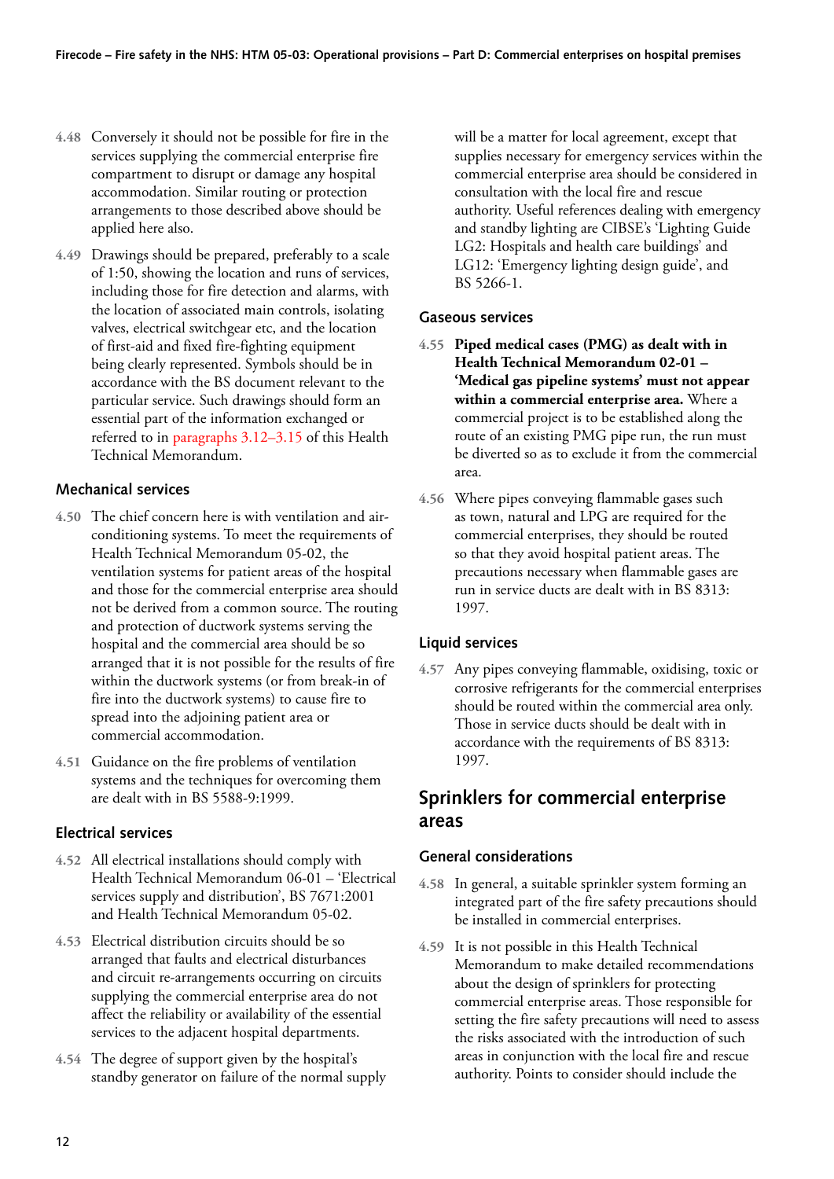4.48 Conversely it should not be possible for fire in the services supplying the commercial enterprise fire compartment to disrupt or damage any hospital accommodation. Similar routing or protection arrangements to those described above should be applied here also.

4.49 Drawings should be prepared, preferably to a scale of 1:50, showing the location and runs of services, including those for fire detection and alarms, with the location of associated main controls, isolating valves, electrical switchgear etc, and the location of first-aid and fixed fire-fighting equipment being clearly represented. Symbols should be in accordance with the BS document relevant to the particular service. Such drawings should form an essential part of the information exchanged or referred to in paragraphs 3.12–3.15 of this Health Technical Memorandum.

### Mechanical services

4.50 The chief concern here is with ventilation and air-conditioning systems. To meet the requirements of Health Technical Memorandum 05-02, the ventilation systems for patient areas of the hospital and those for the commercial enterprise area should not be derived from a common source. The routing and protection of ductwork systems serving the hospital and the commercial area should be so arranged that it is not possible for the results of fire within the ductwork systems (or from break-in of fire into the ductwork systems) to cause fire to spread into the adjoining patient area or commercial accommodation.

4.51 Guidance on the fire problems of ventilation systems and the techniques for overcoming them are dealt with in BS 5588-9:1999.

### Electrical services

4.52 All electrical installations should comply with Health Technical Memorandum 06-01 – 'Electrical services supply and distribution', BS 7671:2001 and Health Technical Memorandum 05-02.

4.53 Electrical distribution circuits should be so arranged that faults and electrical disturbances and circuit re-arrangements occurring on circuits supplying the commercial enterprise area do not affect the reliability or availability of the essential services to the adjacent hospital departments.

4.54 The degree of support given by the hospital's standby generator on failure of the normal supply will be a matter for local agreement, except that supplies necessary for emergency services within the commercial enterprise area should be considered in consultation with the local fire and rescue authority. Useful references dealing with emergency and standby lighting are CIBSE's 'Lighting Guide LG2: Hospitals and health care buildings' and LG12: 'Emergency lighting design guide', and BS 5266-1.

### Gaseous services

4.55 **Piped medical cases (PMG) as dealt with in Health Technical Memorandum 02-01 – 'Medical gas pipeline systems' must not appear within a commercial enterprise area.** Where a commercial project is to be established along the route of an existing PMG pipe run, the run must be diverted so as to exclude it from the commercial area.

4.56 Where pipes conveying flammable gases such as town, natural and LPG are required for the commercial enterprises, they should be routed so that they avoid hospital patient areas. The precautions necessary when flammable gases are run in service ducts are dealt with in BS 8313: 1997.

### Liquid services

4.57 Any pipes conveying flammable, oxidising, toxic or corrosive refrigerants for the commercial enterprises should be routed within the commercial area only. Those in service ducts should be dealt with in accordance with the requirements of BS 8313: 1997.

## Sprinklers for commercial enterprise areas

### General considerations

4.58 In general, a suitable sprinkler system forming an integrated part of the fire safety precautions should be installed in commercial enterprises.

4.59 It is not possible in this Health Technical Memorandum to make detailed recommendations about the design of sprinklers for protecting commercial enterprise areas. Those responsible for setting the fire safety precautions will need to assess the risks associated with the introduction of such areas in conjunction with the local fire and rescue authority. Points to consider should include the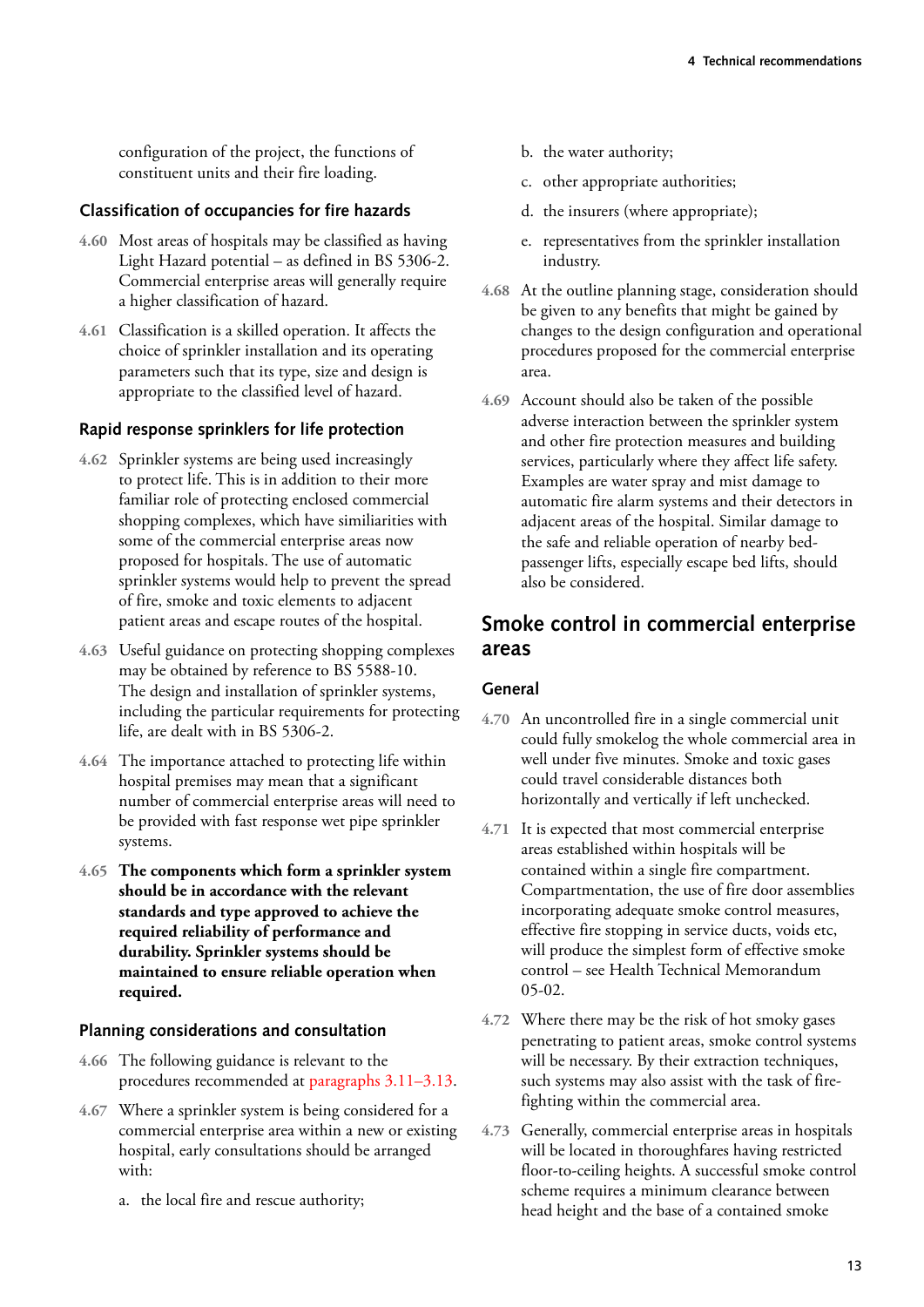configuration of the project, the functions of constituent units and their fire loading.

### Classification of occupancies for fire hazards

4.60 Most areas of hospitals may be classified as having Light Hazard potential – as defined in BS 5306-2. Commercial enterprise areas will generally require a higher classification of hazard.

4.61 Classification is a skilled operation. It affects the choice of sprinkler installation and its operating parameters such that its type, size and design is appropriate to the classified level of hazard.

### Rapid response sprinklers for life protection

4.62 Sprinkler systems are being used increasingly to protect life. This is in addition to their more familiar role of protecting enclosed commercial shopping complexes, which have similiarities with some of the commercial enterprise areas now proposed for hospitals. The use of automatic sprinkler systems would help to prevent the spread of fire, smoke and toxic elements to adjacent patient areas and escape routes of the hospital.

4.63 Useful guidance on protecting shopping complexes may be obtained by reference to BS 5588-10. The design and installation of sprinkler systems, including the particular requirements for protecting life, are dealt with in BS 5306-2.

4.64 The importance attached to protecting life within hospital premises may mean that a significant number of commercial enterprise areas will need to be provided with fast response wet pipe sprinkler systems.

4.65 **The components which form a sprinkler system should be in accordance with the relevant standards and type approved to achieve the required reliability of performance and durability. Sprinkler systems should be maintained to ensure reliable operation when required.**

### Planning considerations and consultation

4.66 The following guidance is relevant to the procedures recommended at paragraphs 3.11–3.13.

4.67 Where a sprinkler system is being considered for a commercial enterprise area within a new or existing hospital, early consultations should be arranged with:

a. the local fire and rescue authority;

b. the water authority;

c. other appropriate authorities;

d. the insurers (where appropriate);

e. representatives from the sprinkler installation industry.

4.68 At the outline planning stage, consideration should be given to any benefits that might be gained by changes to the design configuration and operational procedures proposed for the commercial enterprise area.

4.69 Account should also be taken of the possible adverse interaction between the sprinkler system and other fire protection measures and building services, particularly where they affect life safety. Examples are water spray and mist damage to automatic fire alarm systems and their detectors in adjacent areas of the hospital. Similar damage to the safe and reliable operation of nearby bed-passenger lifts, especially escape bed lifts, should also be considered.

## Smoke control in commercial enterprise areas

### General

4.70 An uncontrolled fire in a single commercial unit could fully smokelog the whole commercial area in well under five minutes. Smoke and toxic gases could travel considerable distances both horizontally and vertically if left unchecked.

4.71 It is expected that most commercial enterprise areas established within hospitals will be contained within a single fire compartment. Compartmentation, the use of fire door assemblies incorporating adequate smoke control measures, effective fire stopping in service ducts, voids etc, will produce the simplest form of effective smoke control – see Health Technical Memorandum 05-02.

4.72 Where there may be the risk of hot smoky gases penetrating to patient areas, smoke control systems will be necessary. By their extraction techniques, such systems may also assist with the task of fire-fighting within the commercial area.

4.73 Generally, commercial enterprise areas in hospitals will be located in thoroughfares having restricted floor-to-ceiling heights. A successful smoke control scheme requires a minimum clearance between head height and the base of a contained smoke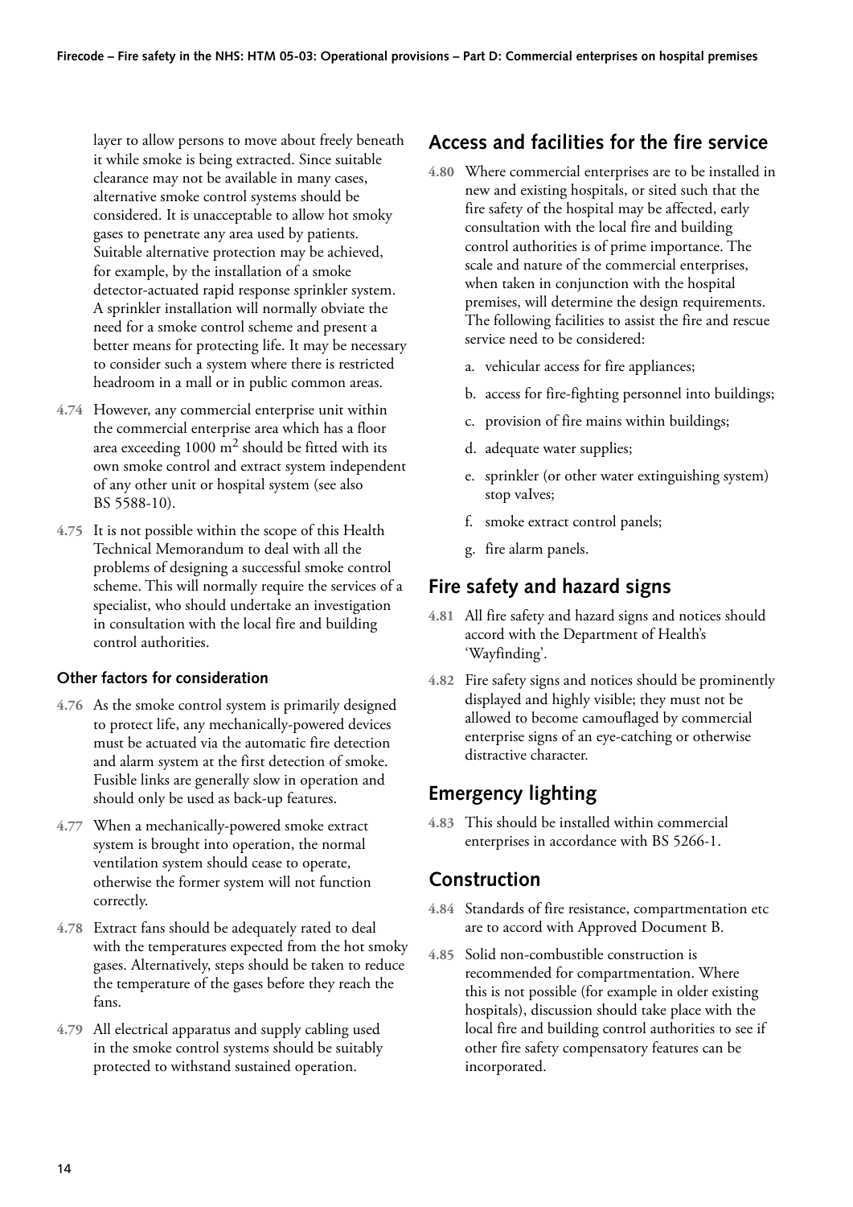layer to allow persons to move about freely beneath it while smoke is being extracted. Since suitable clearance may not be available in many cases, alternative smoke control systems should be considered. It is unacceptable to allow hot smoky gases to penetrate any area used by patients. Suitable alternative protection may be achieved, for example, by the installation of a smoke detector-actuated rapid response sprinkler system. A sprinkler installation will normally obviate the need for a smoke control scheme and present a better means for protecting life. It may be necessary to consider such a system where there is restricted headroom in a mall or in public common areas.

4.74 However, any commercial enterprise unit within the commercial enterprise area which has a floor area exceeding 1000 $m^2$ should be fitted with its own smoke control and extract system independent of any other unit or hospital system (see also BS 5588-10).

4.75 It is not possible within the scope of this Health Technical Memorandum to deal with all the problems of designing a successful smoke control scheme. This will normally require the services of a specialist, who should undertake an investigation in consultation with the local fire and building control authorities.

### Other factors for consideration

4.76 As the smoke control system is primarily designed to protect life, any mechanically-powered devices must be actuated via the automatic fire detection and alarm system at the first detection of smoke. Fusible links are generally slow in operation and should only be used as back-up features.

4.77 When a mechanically-powered smoke extract system is brought into operation, the normal ventilation system should cease to operate, otherwise the former system will not function correctly.

4.78 Extract fans should be adequately rated to deal with the temperatures expected from the hot smoky gases. Alternatively, steps should be taken to reduce the temperature of the gases before they reach the fans.

4.79 All electrical apparatus and supply cabling used in the smoke control systems should be suitably protected to withstand sustained operation.

## Access and facilities for the fire service

4.80 Where commercial enterprises are to be installed in new and existing hospitals, or sited such that the fire safety of the hospital may be affected, early consultation with the local fire and building control authorities is of prime importance. The scale and nature of the commercial enterprises, when taken in conjunction with the hospital premises, will determine the design requirements. The following facilities to assist the fire and rescue service need to be considered:

a. vehicular access for fire appliances;

b. access for fire-fighting personnel into buildings;

c. provision of fire mains within buildings;

d. adequate water supplies;

e. sprinkler (or other water extinguishing system) stop vaIves;

f. smoke extract control panels;

g. fire alarm panels.

## Fire safety and hazard signs

4.81 All fire safety and hazard signs and notices should accord with the Department of Health's 'Wayfinding'.

4.82 Fire safety signs and notices should be prominently displayed and highly visible; they must not be allowed to become camouflaged by commercial enterprise signs of an eye-catching or otherwise distractive character.

## Emergency lighting

4.83 This should be installed within commercial enterprises in accordance with BS 5266-1.

## Construction

4.84 Standards of fire resistance, compartmentation etc are to accord with Approved Document B.

4.85 Solid non-combustible construction is recommended for compartmentation. Where this is not possible (for example in older existing hospitals), discussion should take place with the local fire and building control authorities to see if other fire safety compensatory features can be incorporated.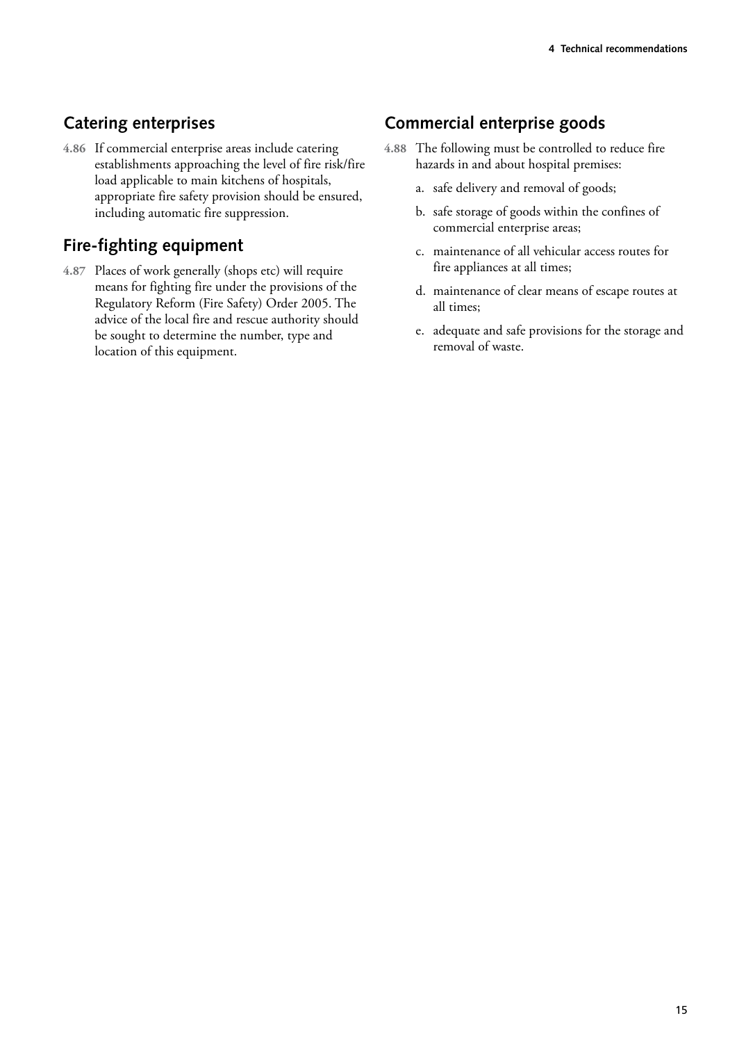## Catering enterprises

**4.86** If commercial enterprise areas include catering establishments approaching the level of fire risk/fire load applicable to main kitchens of hospitals, appropriate fire safety provision should be ensured, including automatic fire suppression.

## Fire-fighting equipment

**4.87** Places of work generally (shops etc) will require means for fighting fire under the provisions of the Regulatory Reform (Fire Safety) Order 2005. The advice of the local fire and rescue authority should be sought to determine the number, type and location of this equipment.

## Commercial enterprise goods

**4.88** The following must be controlled to reduce fire hazards in and about hospital premises:

a. safe delivery and removal of goods;

b. safe storage of goods within the confines of commercial enterprise areas;

c. maintenance of all vehicular access routes for fire appliances at all times;

d. maintenance of clear means of escape routes at all times;

e. adequate and safe provisions for the storage and removal of waste.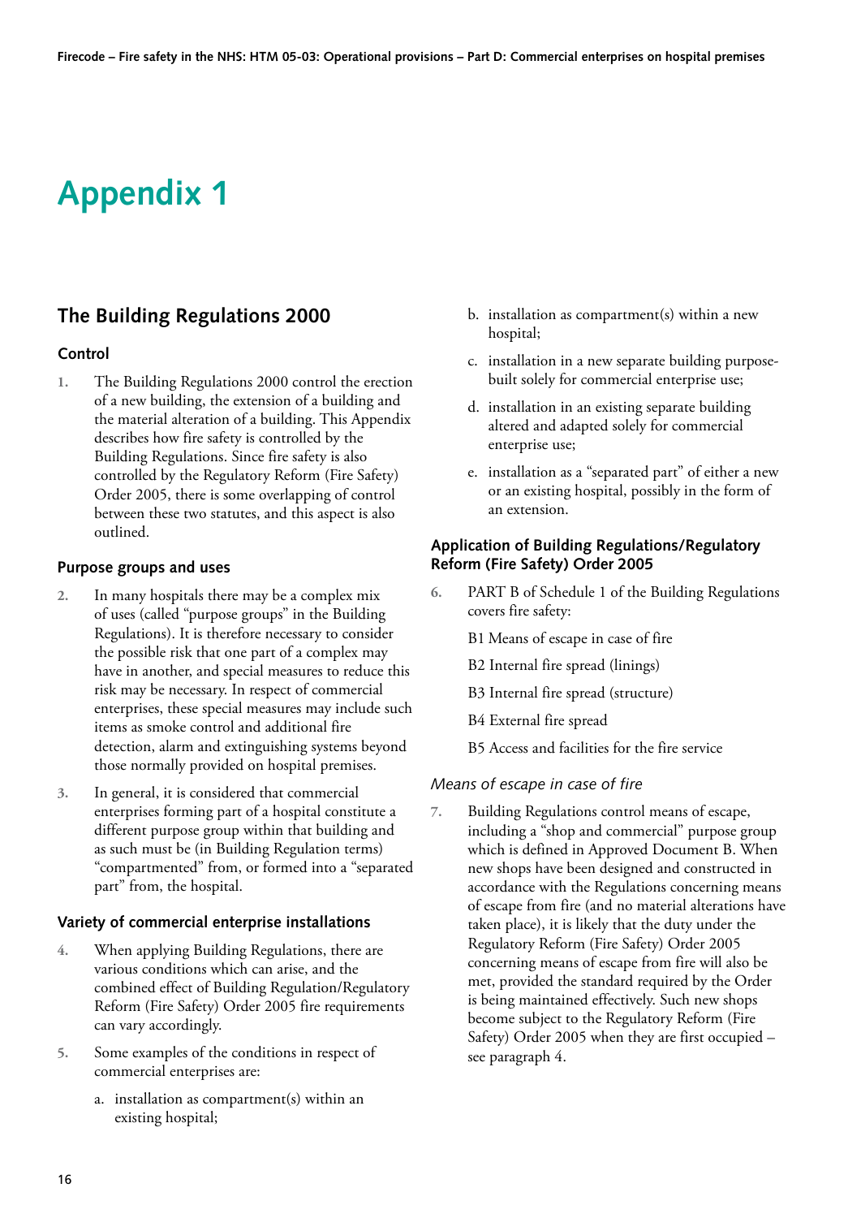# Appendix 1

## The Building Regulations 2000

### Control

1. The Building Regulations 2000 control the erection of a new building, the extension of a building and the material alteration of a building. This Appendix describes how fire safety is controlled by the Building Regulations. Since fire safety is also controlled by the Regulatory Reform (Fire Safety) Order 2005, there is some overlapping of control between these two statutes, and this aspect is also outlined.

### Purpose groups and uses

2. In many hospitals there may be a complex mix of uses (called "purpose groups" in the Building Regulations). It is therefore necessary to consider the possible risk that one part of a complex may have in another, and special measures to reduce this risk may be necessary. In respect of commercial enterprises, these special measures may include such items as smoke control and additional fire detection, alarm and extinguishing systems beyond those normally provided on hospital premises.

3. In general, it is considered that commercial enterprises forming part of a hospital constitute a different purpose group within that building and as such must be (in Building Regulation terms) "compartmented" from, or formed into a "separated part" from, the hospital.

### Variety of commercial enterprise installations

4. When applying Building Regulations, there are various conditions which can arise, and the combined effect of Building Regulation/Regulatory Reform (Fire Safety) Order 2005 fire requirements can vary accordingly.

5. Some examples of the conditions in respect of commercial enterprises are:

   a. installation as compartment(s) within an existing hospital;

   b. installation as compartment(s) within a new hospital;

   c. installation in a new separate building purpose-built solely for commercial enterprise use;

   d. installation in an existing separate building altered and adapted solely for commercial enterprise use;

   e. installation as a "separated part" of either a new or an existing hospital, possibly in the form of an extension.

### Application of Building Regulations/Regulatory Reform (Fire Safety) Order 2005

6. PART B of Schedule 1 of the Building Regulations covers fire safety:

   B1 Means of escape in case of fire

   B2 Internal fire spread (linings)

   B3 Internal fire spread (structure)

   B4 External fire spread

   B5 Access and facilities for the fire service

*Means of escape in case of fire*

7. Building Regulations control means of escape, including a "shop and commercial" purpose group which is defined in Approved Document B. When new shops have been designed and constructed in accordance with the Regulations concerning means of escape from fire (and no material alterations have taken place), it is likely that the duty under the Regulatory Reform (Fire Safety) Order 2005 concerning means of escape from fire will also be met, provided the standard required by the Order is being maintained effectively. Such new shops become subject to the Regulatory Reform (Fire Safety) Order 2005 when they are first occupied – see paragraph 4.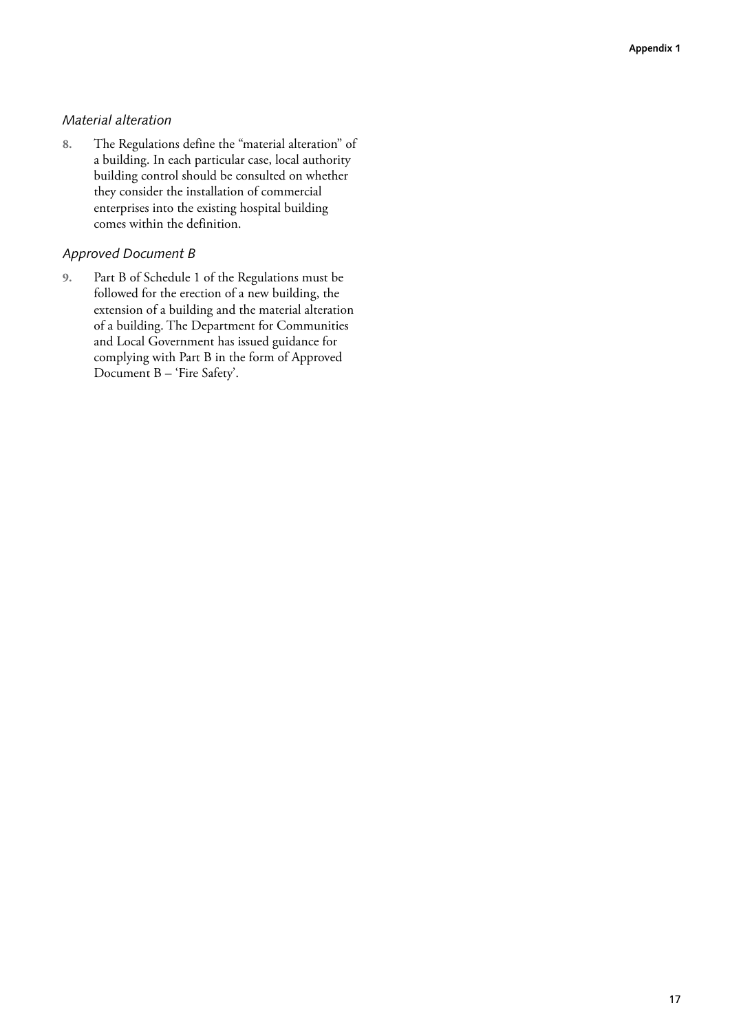*Material alteration*

8. The Regulations define the "material alteration" of a building. In each particular case, local authority building control should be consulted on whether they consider the installation of commercial enterprises into the existing hospital building comes within the definition.

*Approved Document B*

9. Part B of Schedule 1 of the Regulations must be followed for the erection of a new building, the extension of a building and the material alteration of a building. The Department for Communities and Local Government has issued guidance for complying with Part B in the form of Approved Document B – 'Fire Safety'.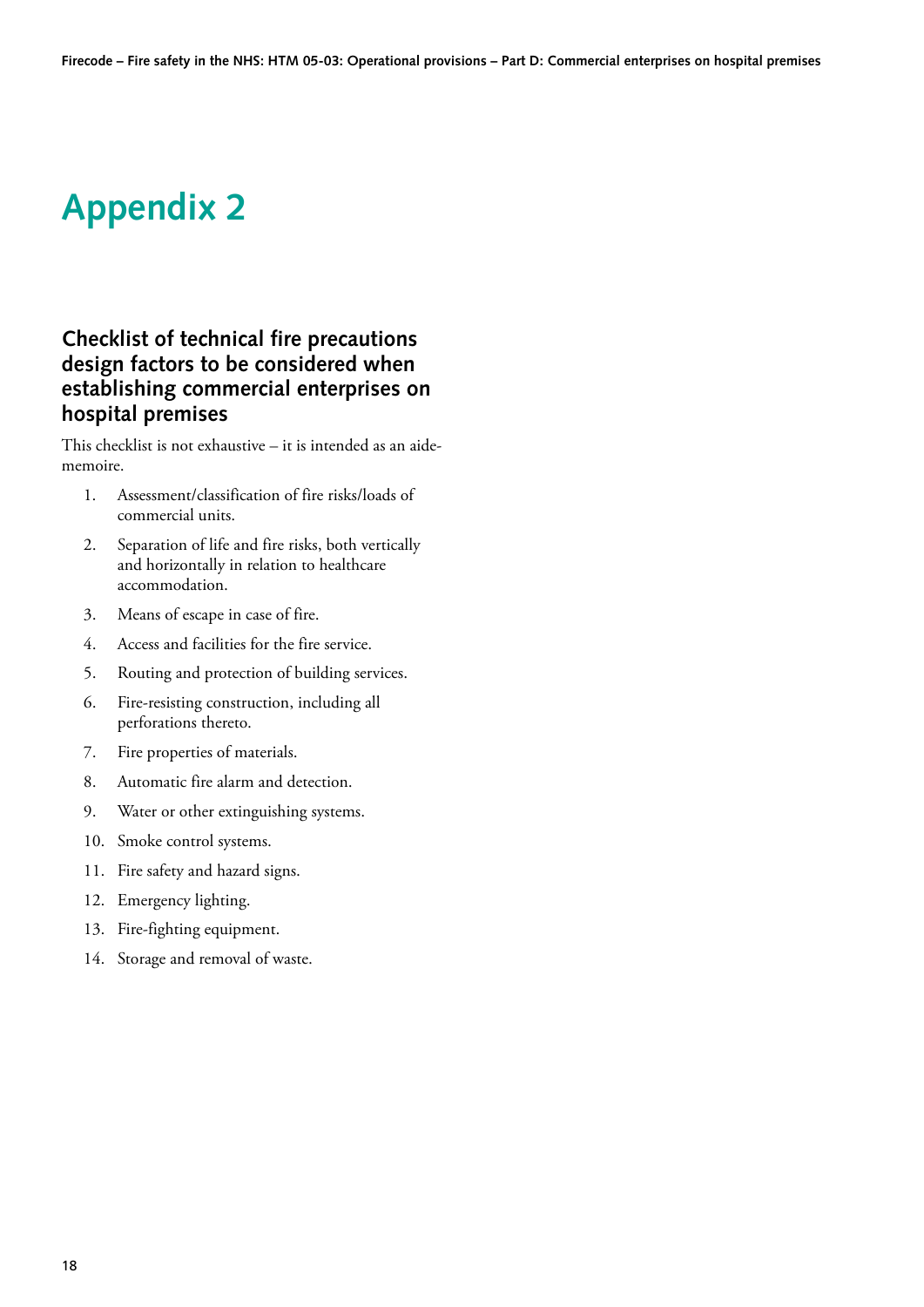# Appendix 2

## Checklist of technical fire precautions design factors to be considered when establishing commercial enterprises on hospital premises

This checklist is not exhaustive – it is intended as an aide-memoire.

1. Assessment/classification of fire risks/loads of commercial units.
2. Separation of life and fire risks, both vertically and horizontally in relation to healthcare accommodation.
3. Means of escape in case of fire.
4. Access and facilities for the fire service.
5. Routing and protection of building services.
6. Fire-resisting construction, including all perforations thereto.
7. Fire properties of materials.
8. Automatic fire alarm and detection.
9. Water or other extinguishing systems.
10. Smoke control systems.
11. Fire safety and hazard signs.
12. Emergency lighting.
13. Fire-fighting equipment.
14. Storage and removal of waste.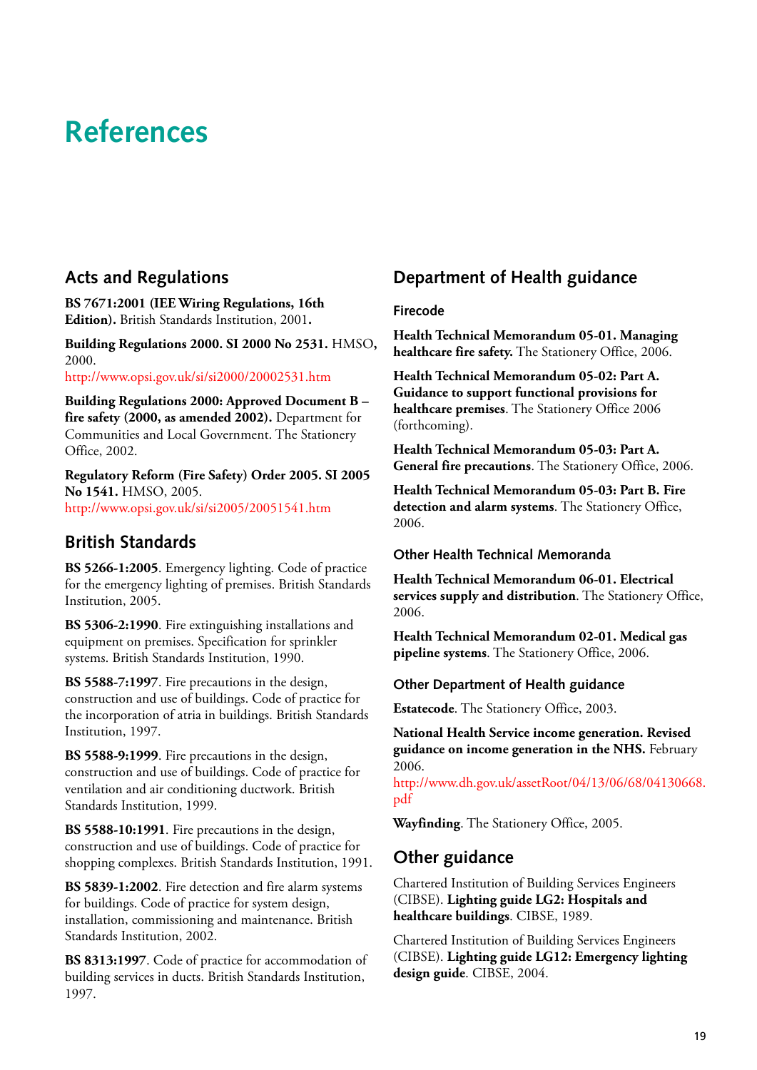# References

## Acts and Regulations

**BS 7671:2001 (IEE Wiring Regulations, 16th Edition).** British Standards Institution, 2001**.**

**Building Regulations 2000. SI 2000 No 2531.** HMSO**,** 2000.
http://www.opsi.gov.uk/si/si2000/20002531.htm

**Building Regulations 2000: Approved Document B – fire safety (2000, as amended 2002).** Department for Communities and Local Government. The Stationery Office, 2002.

**Regulatory Reform (Fire Safety) Order 2005. SI 2005 No 1541.** HMSO, 2005.
http://www.opsi.gov.uk/si/si2005/20051541.htm

## British Standards

**BS 5266-1:2005**. Emergency lighting. Code of practice for the emergency lighting of premises. British Standards Institution, 2005.

**BS 5306-2:1990**. Fire extinguishing installations and equipment on premises. Specification for sprinkler systems. British Standards Institution, 1990.

**BS 5588-7:1997**. Fire precautions in the design, construction and use of buildings. Code of practice for the incorporation of atria in buildings. British Standards Institution, 1997.

**BS 5588-9:1999**. Fire precautions in the design, construction and use of buildings. Code of practice for ventilation and air conditioning ductwork. British Standards Institution, 1999.

**BS 5588-10:1991**. Fire precautions in the design, construction and use of buildings. Code of practice for shopping complexes. British Standards Institution, 1991.

**BS 5839-1:2002**. Fire detection and fire alarm systems for buildings. Code of practice for system design, installation, commissioning and maintenance. British Standards Institution, 2002.

**BS 8313:1997**. Code of practice for accommodation of building services in ducts. British Standards Institution, 1997.

## Department of Health guidance

### Firecode

**Health Technical Memorandum 05-01. Managing healthcare fire safety.** The Stationery Office, 2006.

**Health Technical Memorandum 05-02: Part A. Guidance to support functional provisions for healthcare premises**. The Stationery Office 2006 (forthcoming).

**Health Technical Memorandum 05-03: Part A. General fire precautions**. The Stationery Office, 2006.

**Health Technical Memorandum 05-03: Part B. Fire detection and alarm systems**. The Stationery Office, 2006.

### Other Health Technical Memoranda

**Health Technical Memorandum 06-01. Electrical services supply and distribution**. The Stationery Office, 2006.

**Health Technical Memorandum 02-01. Medical gas pipeline systems**. The Stationery Office, 2006.

### Other Department of Health guidance

**Estatecode**. The Stationery Office, 2003.

**National Health Service income generation. Revised guidance on income generation in the NHS.** February 2006.
http://www.dh.gov.uk/assetRoot/04/13/06/68/04130668.pdf

**Wayfinding**. The Stationery Office, 2005.

## Other guidance

Chartered Institution of Building Services Engineers (CIBSE). **Lighting guide LG2: Hospitals and healthcare buildings**. CIBSE, 1989.

Chartered Institution of Building Services Engineers (CIBSE). **Lighting guide LG12: Emergency lighting design guide**. CIBSE, 2004.